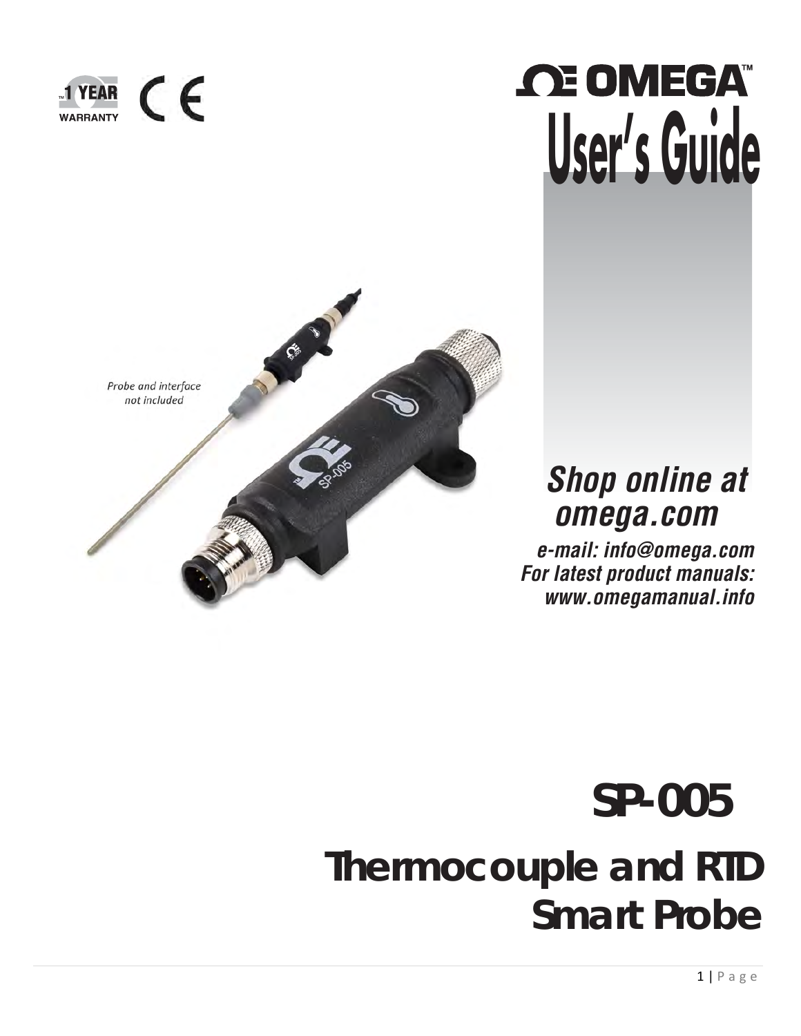1 YEAR WARRANTY

CE

OMEGA™

# User's Guide

Probe and interface not included

***Shop online at omega.com***

***e-mail: info@omega.com***
***For latest product manuals: www.omegamanual.info***

# SP-005

# Thermocouple and RTD Smart Probe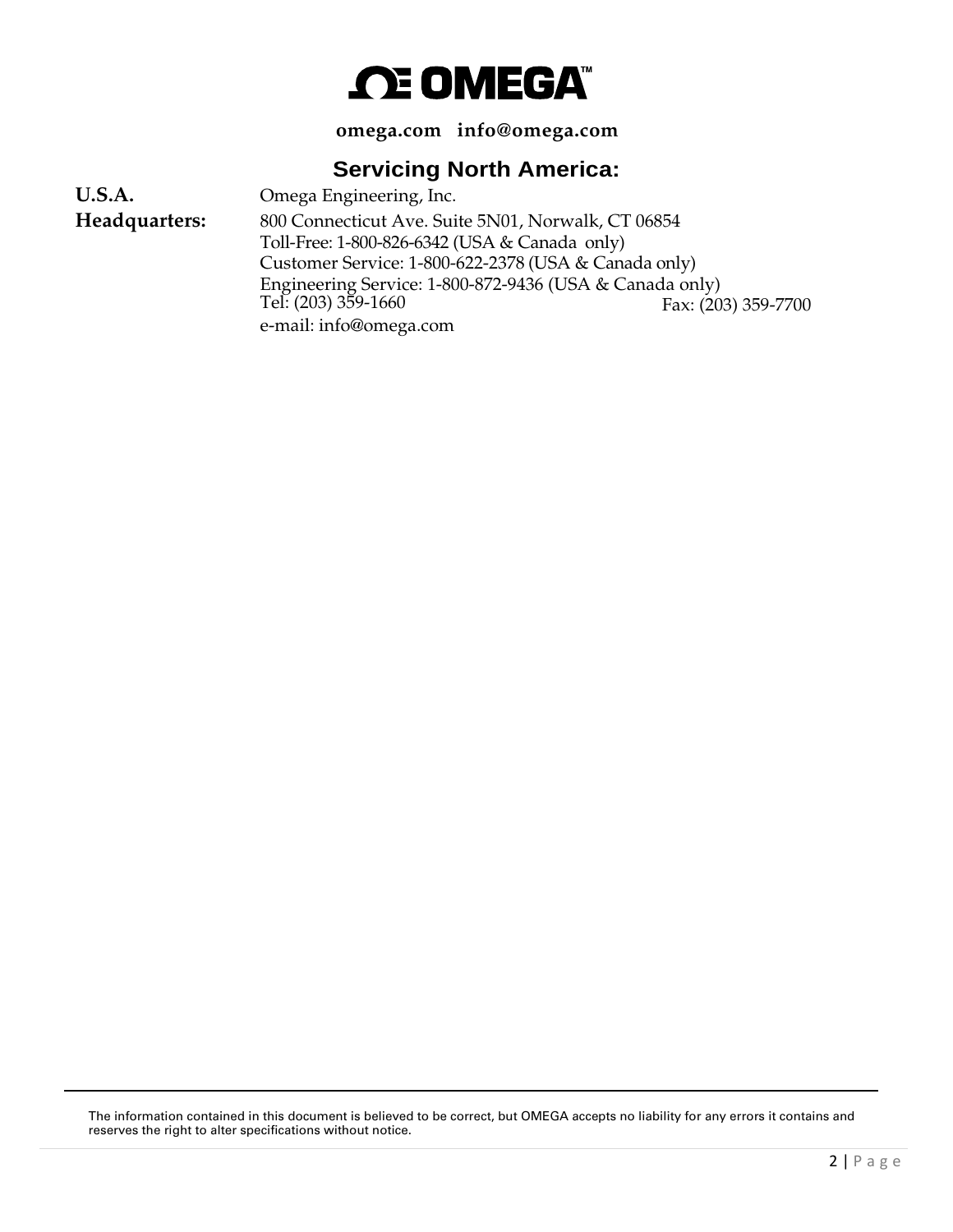# OMEGA™

**omega.com   info@omega.com**

## Servicing North America:

**U.S.A. Headquarters:**

Omega Engineering, Inc.
800 Connecticut Ave. Suite 5N01, Norwalk, CT 06854
Toll-Free: 1-800-826-6342 (USA & Canada only)
Customer Service: 1-800-622-2378 (USA & Canada only)
Engineering Service: 1-800-872-9436 (USA & Canada only)
Tel: (203) 359-1660    Fax: (203) 359-7700
e-mail: info@omega.com

---

The information contained in this document is believed to be correct, but OMEGA accepts no liability for any errors it contains and reserves the right to alter specifications without notice.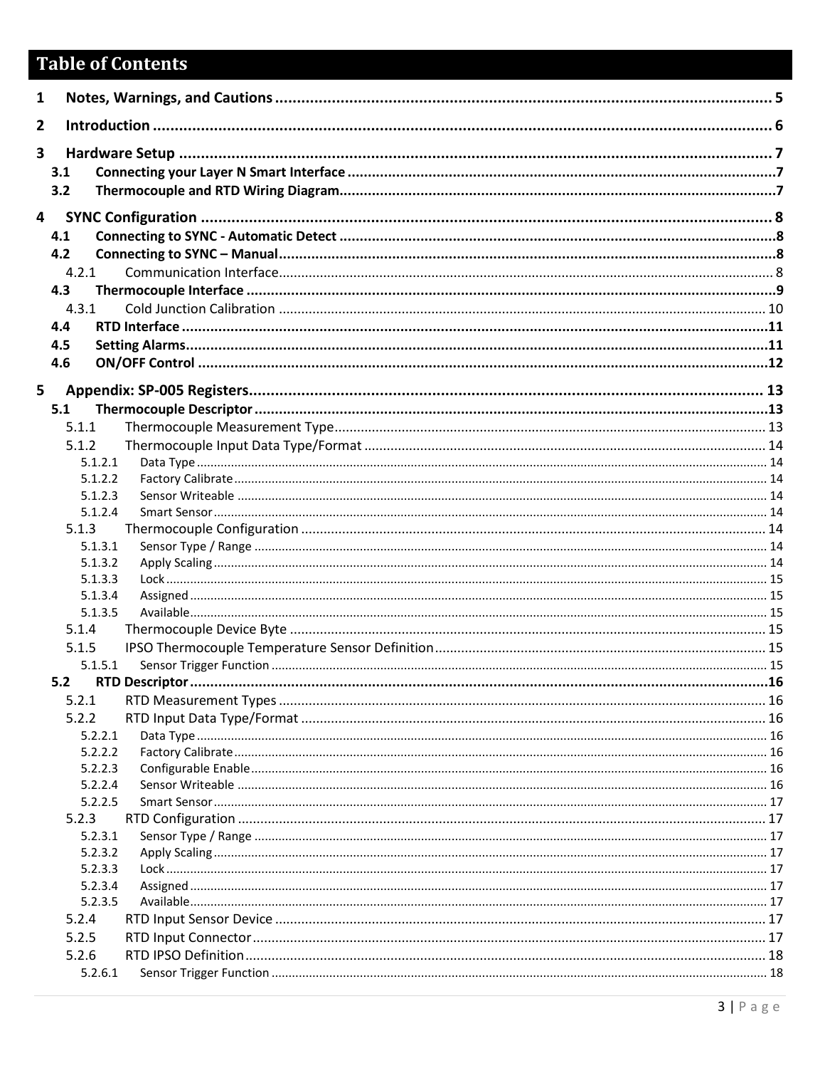# Table of Contents

1 Notes, Warnings, and Cautions ........................................................................ 5

2 Introduction ........................................................................ 6

3 Hardware Setup ........................................................................ 7

- 3.1 Connecting your Layer N Smart Interface ........................................................................ 7
- 3.2 Thermocouple and RTD Wiring Diagram ........................................................................ 7

4 SYNC Configuration ........................................................................ 8

- 4.1 Connecting to SYNC - Automatic Detect ........................................................................ 8
- 4.2 Connecting to SYNC – Manual ........................................................................ 8
  - 4.2.1 Communication Interface ........................................................................ 8
- 4.3 Thermocouple Interface ........................................................................ 9
  - 4.3.1 Cold Junction Calibration ........................................................................ 10
- 4.4 RTD Interface ........................................................................ 11
- 4.5 Setting Alarms ........................................................................ 11
- 4.6 ON/OFF Control ........................................................................ 12

5 Appendix: SP-005 Registers ........................................................................ 13

- 5.1 Thermocouple Descriptor ........................................................................ 13
  - 5.1.1 Thermocouple Measurement Type ........................................................................ 13
  - 5.1.2 Thermocouple Input Data Type/Format ........................................................................ 14
    - 5.1.2.1 Data Type ........................................................................ 14
    - 5.1.2.2 Factory Calibrate ........................................................................ 14
    - 5.1.2.3 Sensor Writeable ........................................................................ 14
    - 5.1.2.4 Smart Sensor ........................................................................ 14
  - 5.1.3 Thermocouple Configuration ........................................................................ 14
    - 5.1.3.1 Sensor Type / Range ........................................................................ 14
    - 5.1.3.2 Apply Scaling ........................................................................ 14
    - 5.1.3.3 Lock ........................................................................ 15
    - 5.1.3.4 Assigned ........................................................................ 15
    - 5.1.3.5 Available ........................................................................ 15
  - 5.1.4 Thermocouple Device Byte ........................................................................ 15
  - 5.1.5 IPSO Thermocouple Temperature Sensor Definition ........................................................................ 15
    - 5.1.5.1 Sensor Trigger Function ........................................................................ 15
- 5.2 RTD Descriptor ........................................................................ 16
  - 5.2.1 RTD Measurement Types ........................................................................ 16
  - 5.2.2 RTD Input Data Type/Format ........................................................................ 16
    - 5.2.2.1 Data Type ........................................................................ 16
    - 5.2.2.2 Factory Calibrate ........................................................................ 16
    - 5.2.2.3 Configurable Enable ........................................................................ 16
    - 5.2.2.4 Sensor Writeable ........................................................................ 16
    - 5.2.2.5 Smart Sensor ........................................................................ 17
  - 5.2.3 RTD Configuration ........................................................................ 17
    - 5.2.3.1 Sensor Type / Range ........................................................................ 17
    - 5.2.3.2 Apply Scaling ........................................................................ 17
    - 5.2.3.3 Lock ........................................................................ 17
    - 5.2.3.4 Assigned ........................................................................ 17
    - 5.2.3.5 Available ........................................................................ 17
  - 5.2.4 RTD Input Sensor Device ........................................................................ 17
  - 5.2.5 RTD Input Connector ........................................................................ 17
  - 5.2.6 RTD IPSO Definition ........................................................................ 18
    - 5.2.6.1 Sensor Trigger Function ........................................................................ 18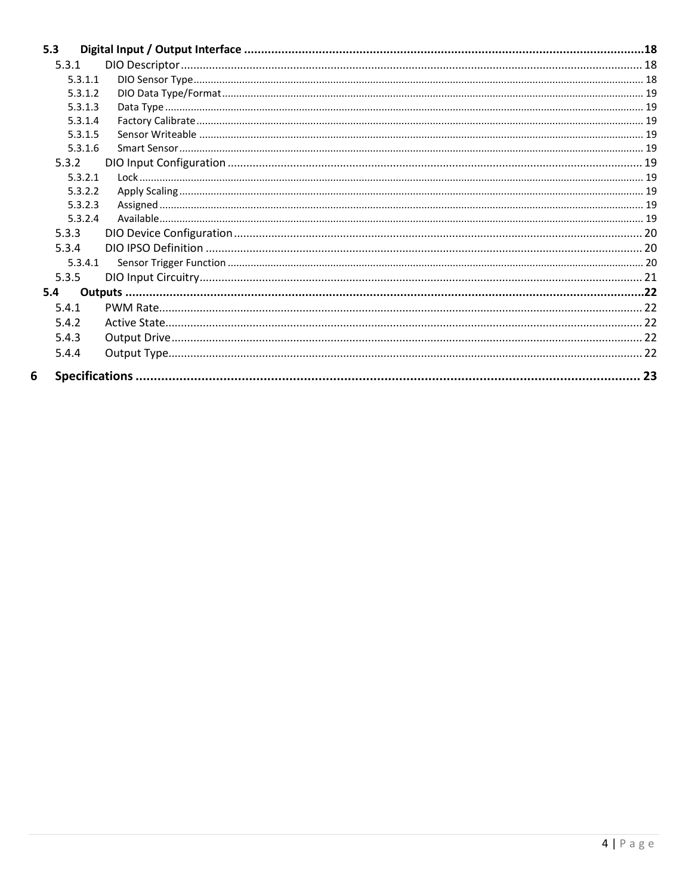- **5.3 Digital Input / Output Interface** ... 18
  - 5.3.1 DIO Descriptor ... 18
    - 5.3.1.1 DIO Sensor Type ... 18
    - 5.3.1.2 DIO Data Type/Format ... 19
    - 5.3.1.3 Data Type ... 19
    - 5.3.1.4 Factory Calibrate ... 19
    - 5.3.1.5 Sensor Writeable ... 19
    - 5.3.1.6 Smart Sensor ... 19
  - 5.3.2 DIO Input Configuration ... 19
    - 5.3.2.1 Lock ... 19
    - 5.3.2.2 Apply Scaling ... 19
    - 5.3.2.3 Assigned ... 19
    - 5.3.2.4 Available ... 19
  - 5.3.3 DIO Device Configuration ... 20
  - 5.3.4 DIO IPSO Definition ... 20
    - 5.3.4.1 Sensor Trigger Function ... 20
  - 5.3.5 DIO Input Circuitry ... 21
- **5.4 Outputs** ... 22
  - 5.4.1 PWM Rate ... 22
  - 5.4.2 Active State ... 22
  - 5.4.3 Output Drive ... 22
  - 5.4.4 Output Type ... 22

**6 Specifications** ... 23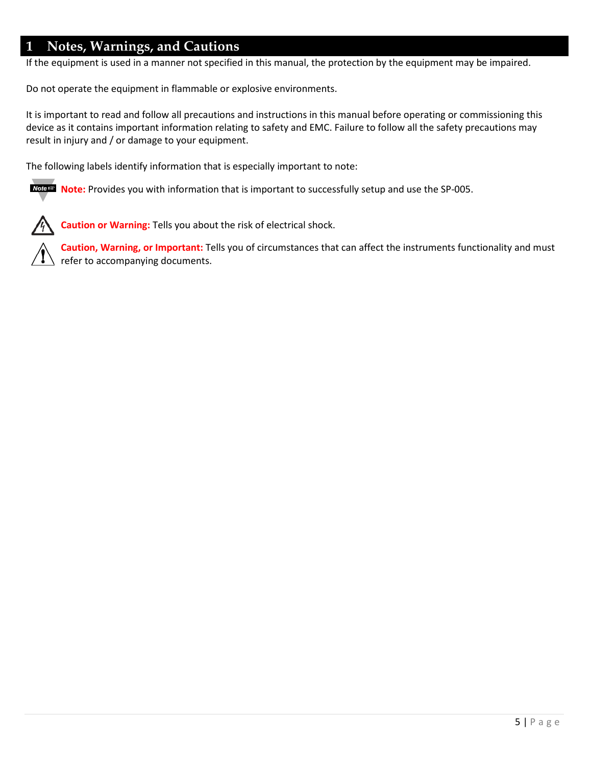# 1 Notes, Warnings, and Cautions

If the equipment is used in a manner not specified in this manual, the protection by the equipment may be impaired.

Do not operate the equipment in flammable or explosive environments.

It is important to read and follow all precautions and instructions in this manual before operating or commissioning this device as it contains important information relating to safety and EMC. Failure to follow all the safety precautions may result in injury and / or damage to your equipment.

The following labels identify information that is especially important to note:

**Note:** Provides you with information that is important to successfully setup and use the SP-005.

**Caution or Warning:** Tells you about the risk of electrical shock.

**Caution, Warning, or Important:** Tells you of circumstances that can affect the instruments functionality and must refer to accompanying documents.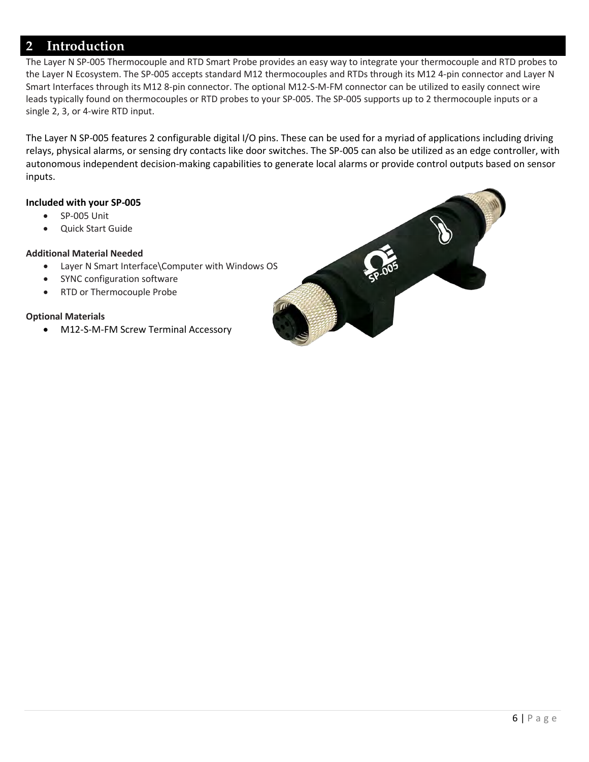## 2 Introduction

The Layer N SP-005 Thermocouple and RTD Smart Probe provides an easy way to integrate your thermocouple and RTD probes to the Layer N Ecosystem. The SP-005 accepts standard M12 thermocouples and RTDs through its M12 4-pin connector and Layer N Smart Interfaces through its M12 8-pin connector. The optional M12-S-M-FM connector can be utilized to easily connect wire leads typically found on thermocouples or RTD probes to your SP-005. The SP-005 supports up to 2 thermocouple inputs or a single 2, 3, or 4-wire RTD input.

The Layer N SP-005 features 2 configurable digital I/O pins. These can be used for a myriad of applications including driving relays, physical alarms, or sensing dry contacts like door switches. The SP-005 can also be utilized as an edge controller, with autonomous independent decision-making capabilities to generate local alarms or provide control outputs based on sensor inputs.

**Included with your SP-005**

- SP-005 Unit
- Quick Start Guide

**Additional Material Needed**

- Layer N Smart Interface\Computer with Windows OS
- SYNC configuration software
- RTD or Thermocouple Probe

**Optional Materials**

- M12-S-M-FM Screw Terminal Accessory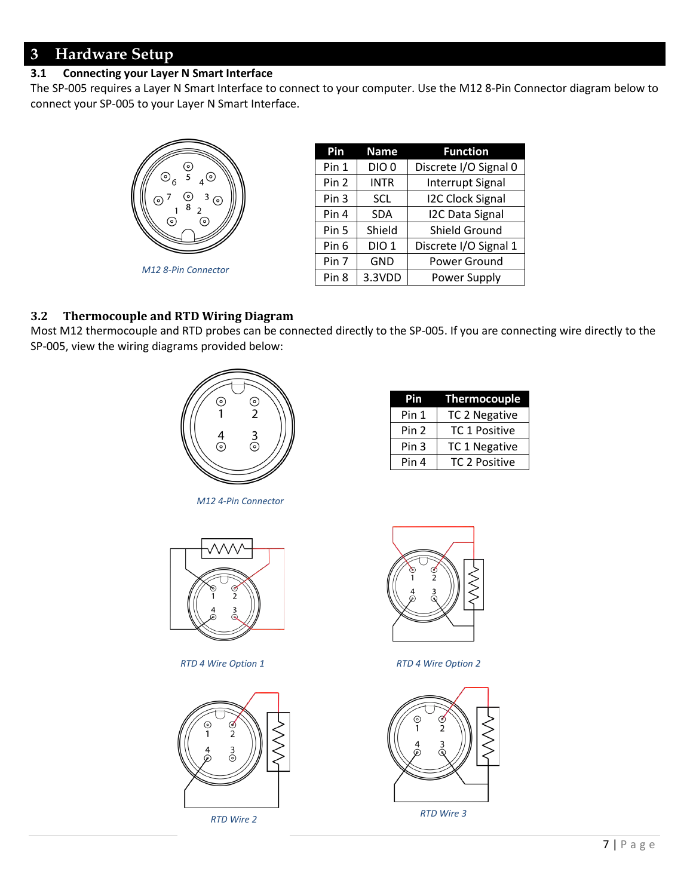# 3 Hardware Setup

## 3.1 Connecting your Layer N Smart Interface

The SP-005 requires a Layer N Smart Interface to connect to your computer. Use the M12 8-Pin Connector diagram below to connect your SP-005 to your Layer N Smart Interface.

*M12 8-Pin Connector*

| Pin | Name | Function |
|---|---|---|
| Pin 1 | DIO 0 | Discrete I/O Signal 0 |
| Pin 2 | INTR | Interrupt Signal |
| Pin 3 | SCL | I2C Clock Signal |
| Pin 4 | SDA | I2C Data Signal |
| Pin 5 | Shield | Shield Ground |
| Pin 6 | DIO 1 | Discrete I/O Signal 1 |
| Pin 7 | GND | Power Ground |
| Pin 8 | 3.3VDD | Power Supply |

## 3.2 Thermocouple and RTD Wiring Diagram

Most M12 thermocouple and RTD probes can be connected directly to the SP-005. If you are connecting wire directly to the SP-005, view the wiring diagrams provided below:

*M12 4-Pin Connector*

| Pin | Thermocouple |
|---|---|
| Pin 1 | TC 2 Negative |
| Pin 2 | TC 1 Positive |
| Pin 3 | TC 1 Negative |
| Pin 4 | TC 2 Positive |

*RTD 4 Wire Option 1*

*RTD 4 Wire Option 2*

*RTD Wire 2*

*RTD Wire 3*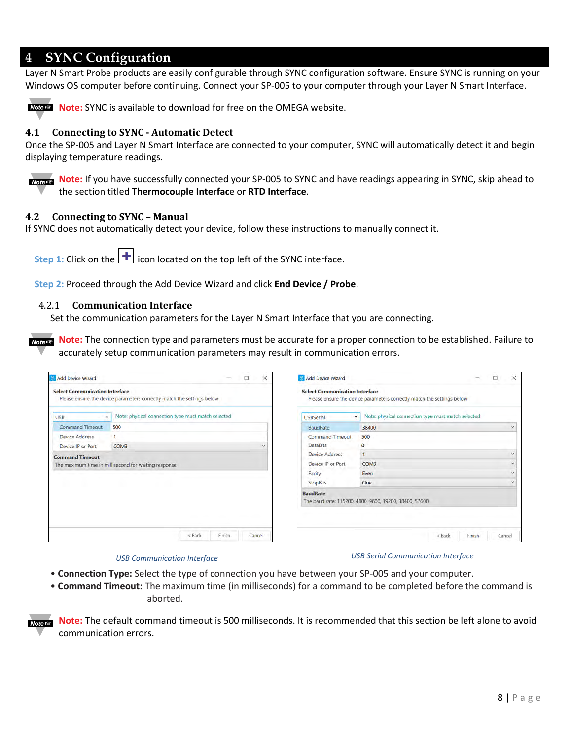# 4 SYNC Configuration

Layer N Smart Probe products are easily configurable through SYNC configuration software. Ensure SYNC is running on your Windows OS computer before continuing. Connect your SP-005 to your computer through your Layer N Smart Interface.

**Note:** SYNC is available to download for free on the OMEGA website.

## 4.1 Connecting to SYNC - Automatic Detect

Once the SP-005 and Layer N Smart Interface are connected to your computer, SYNC will automatically detect it and begin displaying temperature readings.

**Note:** If you have successfully connected your SP-005 to SYNC and have readings appearing in SYNC, skip ahead to the section titled **Thermocouple Interface** or **RTD Interface**.

## 4.2 Connecting to SYNC – Manual

If SYNC does not automatically detect your device, follow these instructions to manually connect it.

**Step 1:** Click on the [+] icon located on the top left of the SYNC interface.

**Step 2:** Proceed through the Add Device Wizard and click **End Device / Probe**.

### 4.2.1 Communication Interface

Set the communication parameters for the Layer N Smart Interface that you are connecting.

**Note:** The connection type and parameters must be accurate for a proper connection to be established. Failure to accurately setup communication parameters may result in communication errors.

*USB Communication Interface*

*USB Serial Communication Interface*

- **Connection Type:** Select the type of connection you have between your SP-005 and your computer.
- **Command Timeout:** The maximum time (in milliseconds) for a command to be completed before the command is aborted.

**Note:** The default command timeout is 500 milliseconds. It is recommended that this section be left alone to avoid communication errors.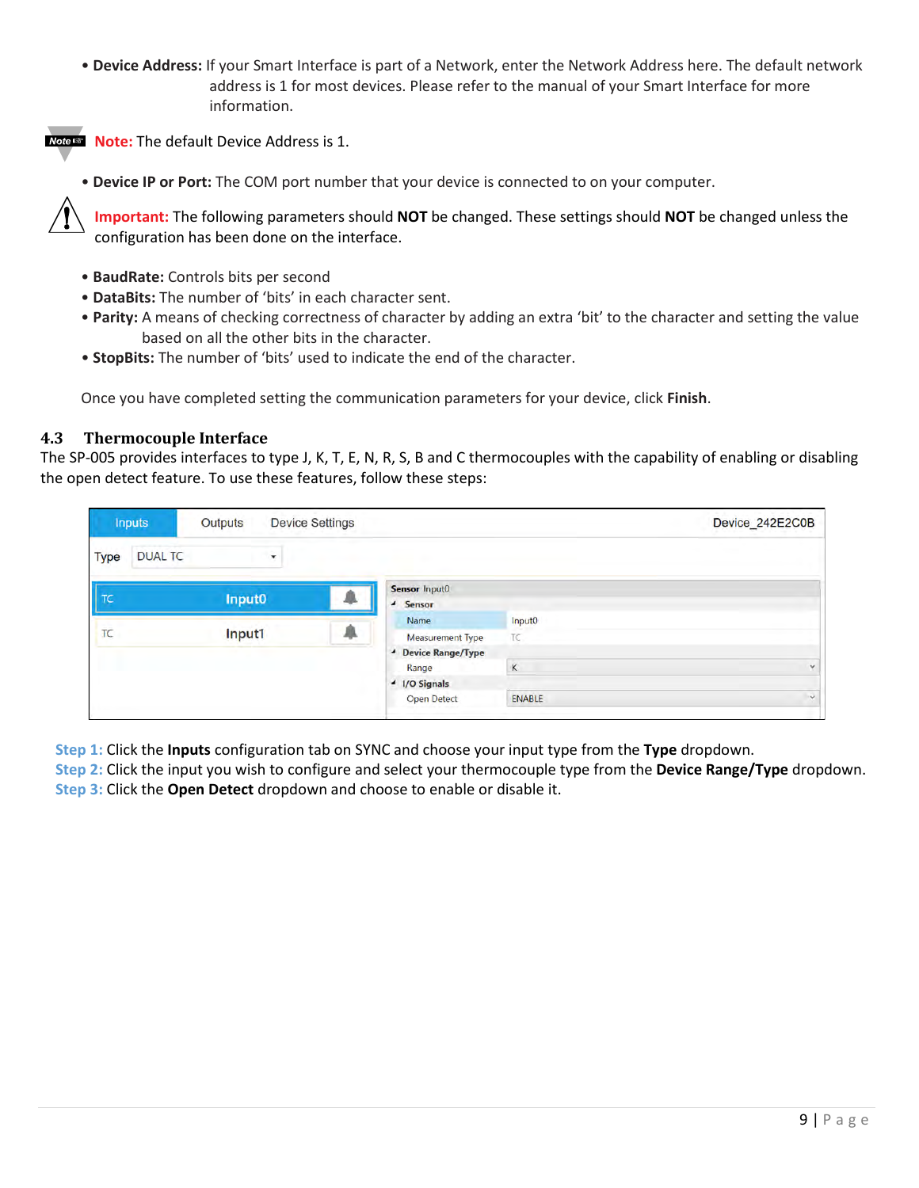- **Device Address:** If your Smart Interface is part of a Network, enter the Network Address here. The default network address is 1 for most devices. Please refer to the manual of your Smart Interface for more information.

**Note:** The default Device Address is 1.

- **Device IP or Port:** The COM port number that your device is connected to on your computer.

**Important:** The following parameters should **NOT** be changed. These settings should **NOT** be changed unless the configuration has been done on the interface.

- **BaudRate:** Controls bits per second
- **DataBits:** The number of 'bits' in each character sent.
- **Parity:** A means of checking correctness of character by adding an extra 'bit' to the character and setting the value based on all the other bits in the character.
- **StopBits:** The number of 'bits' used to indicate the end of the character.

Once you have completed setting the communication parameters for your device, click **Finish**.

### 4.3 Thermocouple Interface

The SP-005 provides interfaces to type J, K, T, E, N, R, S, B and C thermocouples with the capability of enabling or disabling the open detect feature. To use these features, follow these steps:

**Step 1:** Click the **Inputs** configuration tab on SYNC and choose your input type from the **Type** dropdown.
**Step 2:** Click the input you wish to configure and select your thermocouple type from the **Device Range/Type** dropdown.
**Step 3:** Click the **Open Detect** dropdown and choose to enable or disable it.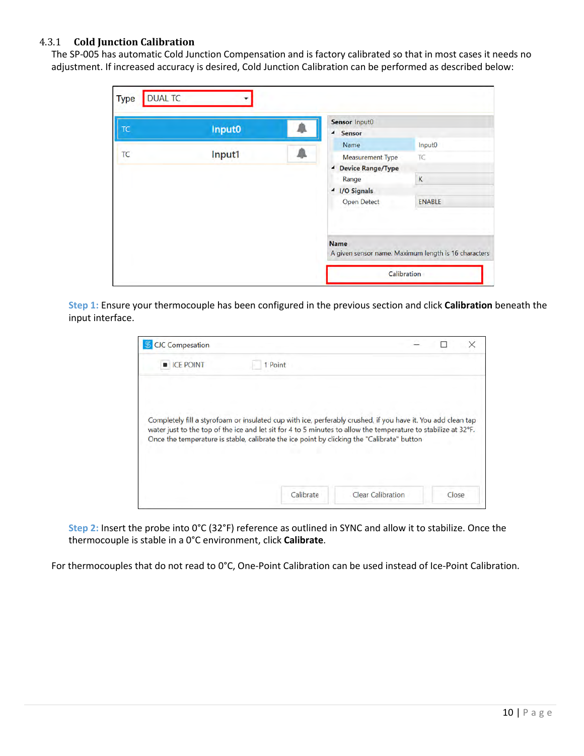### 4.3.1 Cold Junction Calibration

The SP-005 has automatic Cold Junction Compensation and is factory calibrated so that in most cases it needs no adjustment. If increased accuracy is desired, Cold Junction Calibration can be performed as described below:

Step 1: Ensure your thermocouple has been configured in the previous section and click **Calibration** beneath the input interface.

Step 2: Insert the probe into 0°C (32°F) reference as outlined in SYNC and allow it to stabilize. Once the thermocouple is stable in a 0°C environment, click **Calibrate**.

For thermocouples that do not read to 0°C, One-Point Calibration can be used instead of Ice-Point Calibration.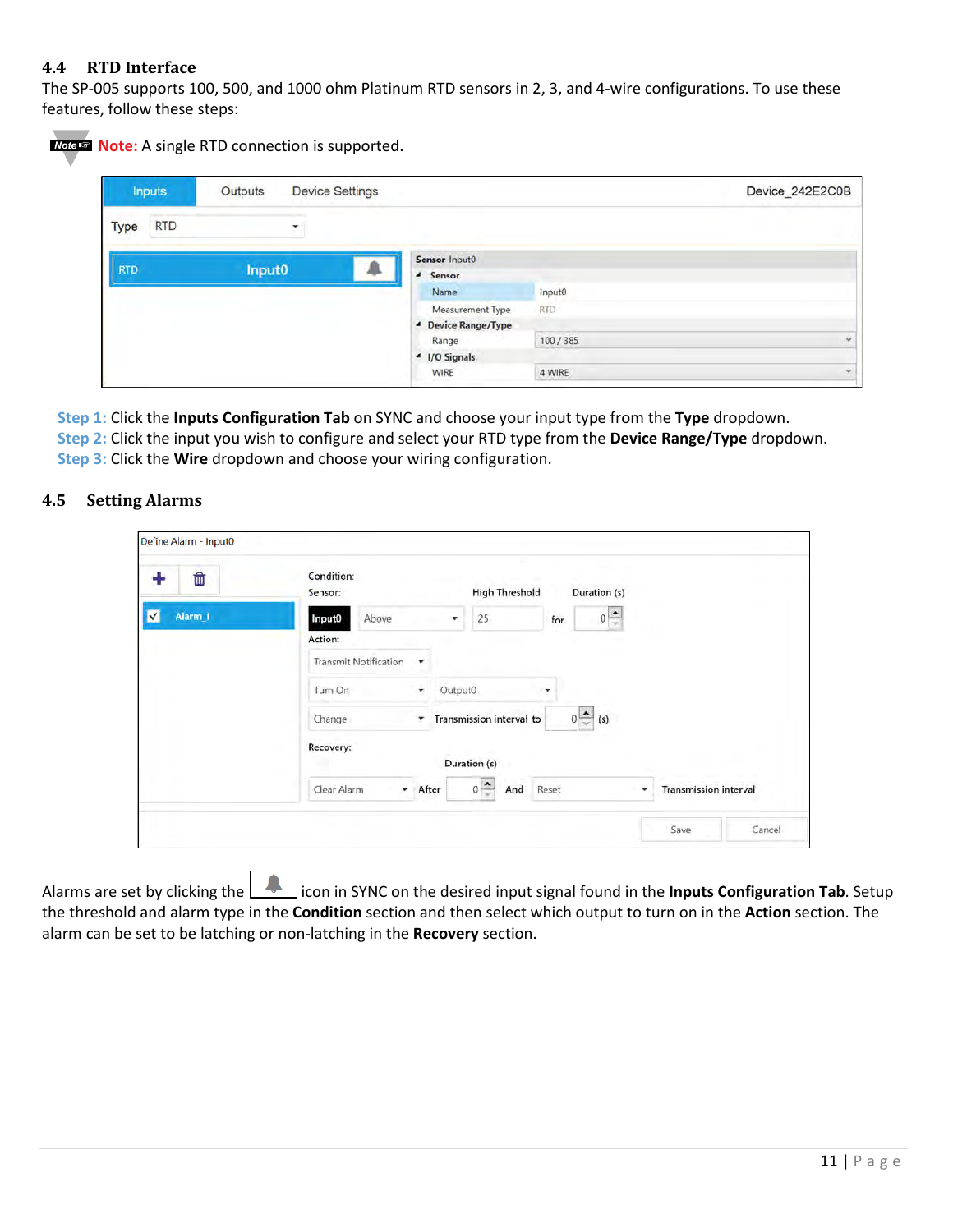## 4.4 RTD Interface

The SP-005 supports 100, 500, and 1000 ohm Platinum RTD sensors in 2, 3, and 4-wire configurations. To use these features, follow these steps:

**Note:** A single RTD connection is supported.

**Step 1:** Click the **Inputs Configuration Tab** on SYNC and choose your input type from the **Type** dropdown.
**Step 2:** Click the input you wish to configure and select your RTD type from the **Device Range/Type** dropdown.
**Step 3:** Click the **Wire** dropdown and choose your wiring configuration.

## 4.5 Setting Alarms

Alarms are set by clicking the icon in SYNC on the desired input signal found in the **Inputs Configuration Tab**. Setup the threshold and alarm type in the **Condition** section and then select which output to turn on in the **Action** section. The alarm can be set to be latching or non-latching in the **Recovery** section.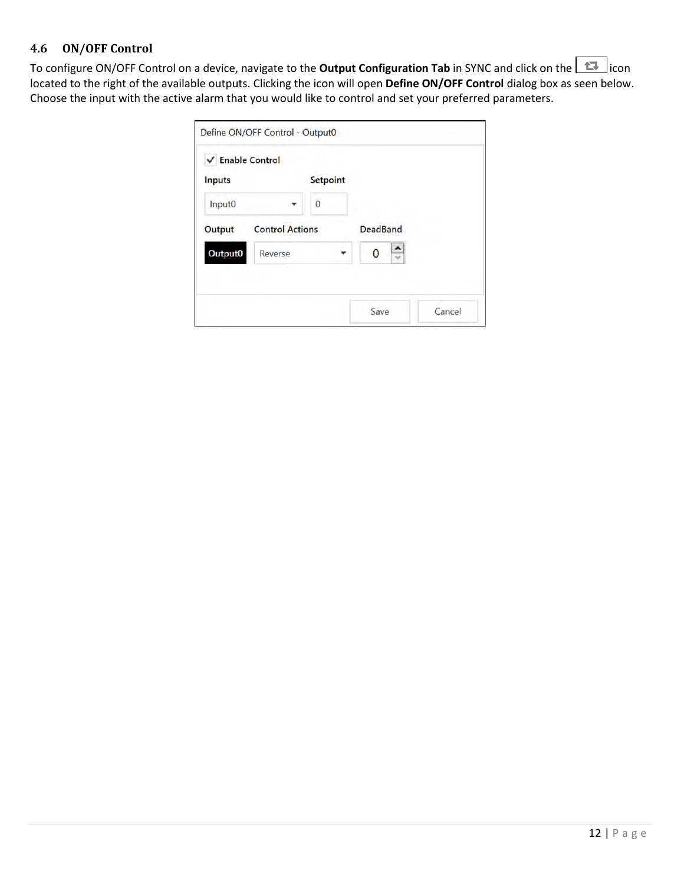## 4.6 ON/OFF Control

To configure ON/OFF Control on a device, navigate to the **Output Configuration Tab** in SYNC and click on the icon located to the right of the available outputs. Clicking the icon will open **Define ON/OFF Control** dialog box as seen below. Choose the input with the active alarm that you would like to control and set your preferred parameters.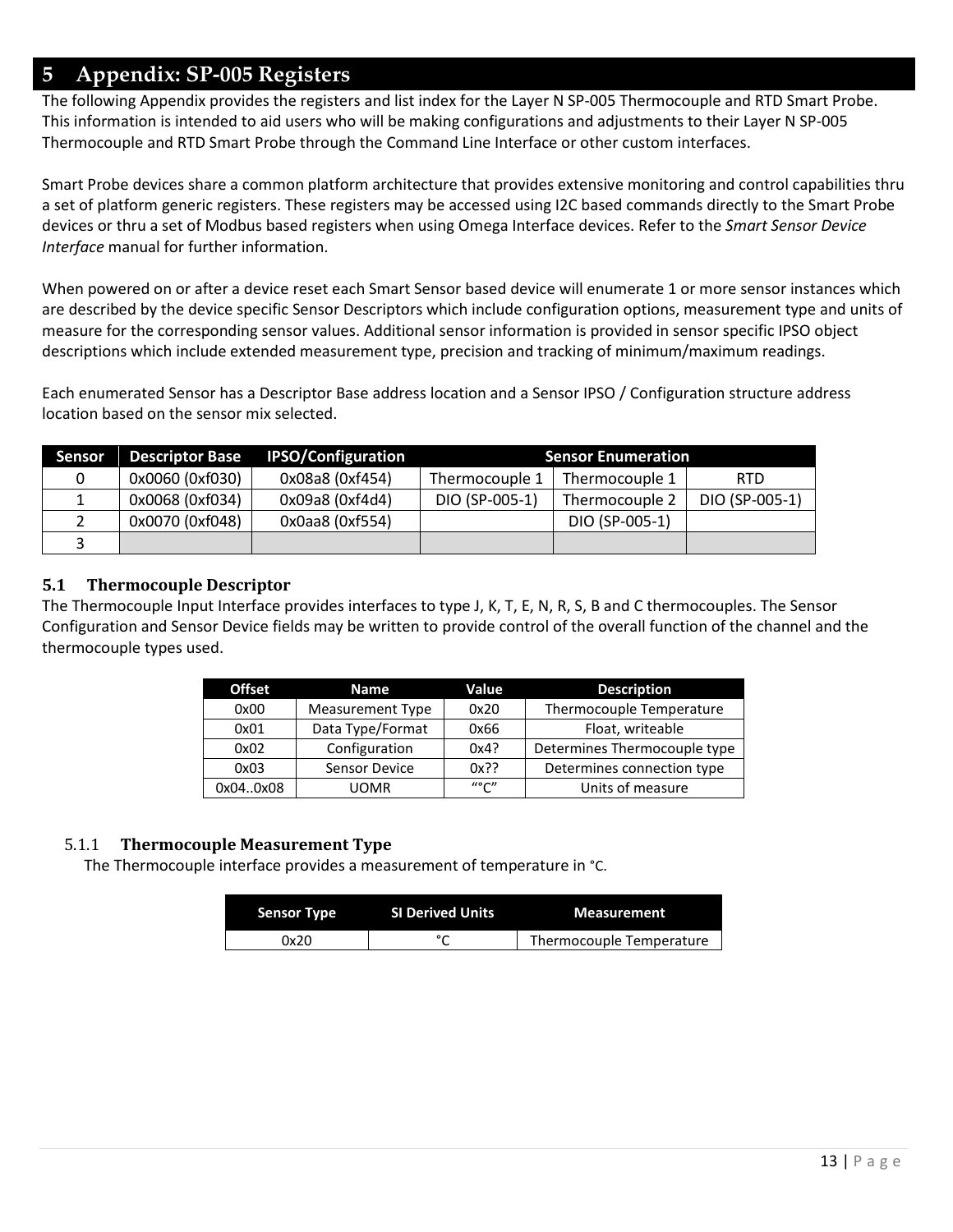// Wrapped for the OCR pipeline: the markdown for page 13 is between the tags; nothing outside them is kept.
# 5 Appendix: SP-005 Registers

The following Appendix provides the registers and list index for the Layer N SP-005 Thermocouple and RTD Smart Probe. This information is intended to aid users who will be making configurations and adjustments to their Layer N SP-005 Thermocouple and RTD Smart Probe through the Command Line Interface or other custom interfaces.

Smart Probe devices share a common platform architecture that provides extensive monitoring and control capabilities thru a set of platform generic registers. These registers may be accessed using I2C based commands directly to the Smart Probe devices or thru a set of Modbus based registers when using Omega Interface devices. Refer to the *Smart Sensor Device Interface* manual for further information.

When powered on or after a device reset each Smart Sensor based device will enumerate 1 or more sensor instances which are described by the device specific Sensor Descriptors which include configuration options, measurement type and units of measure for the corresponding sensor values. Additional sensor information is provided in sensor specific IPSO object descriptions which include extended measurement type, precision and tracking of minimum/maximum readings.

Each enumerated Sensor has a Descriptor Base address location and a Sensor IPSO / Configuration structure address location based on the sensor mix selected.

| Sensor | Descriptor Base | IPSO/Configuration | Sensor Enumeration | | |
|---|---|---|---|---|---|
| 0 | 0x0060 (0xf030) | 0x08a8 (0xf454) | Thermocouple 1 | Thermocouple 1 | RTD |
| 1 | 0x0068 (0xf034) | 0x09a8 (0xf4d4) | DIO (SP-005-1) | Thermocouple 2 | DIO (SP-005-1) |
| 2 | 0x0070 (0xf048) | 0x0aa8 (0xf554) | | DIO (SP-005-1) | |
| 3 | | | | | |

## 5.1 Thermocouple Descriptor

The Thermocouple Input Interface provides interfaces to type J, K, T, E, N, R, S, B and C thermocouples. The Sensor Configuration and Sensor Device fields may be written to provide control of the overall function of the channel and the thermocouple types used.

| Offset | Name | Value | Description |
|---|---|---|---|
| 0x00 | Measurement Type | 0x20 | Thermocouple Temperature |
| 0x01 | Data Type/Format | 0x66 | Float, writeable |
| 0x02 | Configuration | 0x4? | Determines Thermocouple type |
| 0x03 | Sensor Device | 0x?? | Determines connection type |
| 0x04..0x08 | UOMR | "°C" | Units of measure |

### 5.1.1 Thermocouple Measurement Type

The Thermocouple interface provides a measurement of temperature in °C.

| Sensor Type | SI Derived Units | Measurement |
|---|---|---|
| 0x20 | °C | Thermocouple Temperature |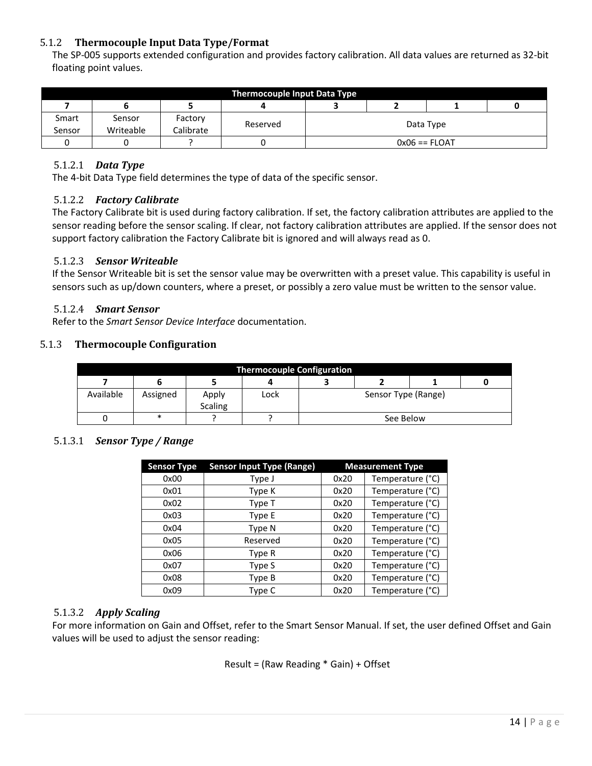### 5.1.2 Thermocouple Input Data Type/Format

The SP-005 supports extended configuration and provides factory calibration. All data values are returned as 32-bit floating point values.

| Thermocouple Input Data Type | | | | | | | |
|---|---|---|---|---|---|---|---|
| 7 | 6 | 5 | 4 | 3 | 2 | 1 | 0 |
| Smart Sensor | Sensor Writeable | Factory Calibrate | Reserved | Data Type | | | |
| 0 | 0 | ? | 0 | 0x06 == FLOAT | | | |

#### 5.1.2.1 *Data Type*

The 4-bit Data Type field determines the type of data of the specific sensor.

#### 5.1.2.2 *Factory Calibrate*

The Factory Calibrate bit is used during factory calibration. If set, the factory calibration attributes are applied to the sensor reading before the sensor scaling. If clear, not factory calibration attributes are applied. If the sensor does not support factory calibration the Factory Calibrate bit is ignored and will always read as 0.

#### 5.1.2.3 *Sensor Writeable*

If the Sensor Writeable bit is set the sensor value may be overwritten with a preset value. This capability is useful in sensors such as up/down counters, where a preset, or possibly a zero value must be written to the sensor value.

#### 5.1.2.4 *Smart Sensor*

Refer to the *Smart Sensor Device Interface* documentation.

### 5.1.3 Thermocouple Configuration

| Thermocouple Configuration | | | | | | | |
|---|---|---|---|---|---|---|---|
| 7 | 6 | 5 | 4 | 3 | 2 | 1 | 0 |
| Available | Assigned | Apply Scaling | Lock | Sensor Type (Range) | | | |
| 0 | * | ? | ? | See Below | | | |

#### 5.1.3.1 *Sensor Type / Range*

| Sensor Type | Sensor Input Type (Range) | Measurement Type | |
|---|---|---|---|
| 0x00 | Type J | 0x20 | Temperature (°C) |
| 0x01 | Type K | 0x20 | Temperature (°C) |
| 0x02 | Type T | 0x20 | Temperature (°C) |
| 0x03 | Type E | 0x20 | Temperature (°C) |
| 0x04 | Type N | 0x20 | Temperature (°C) |
| 0x05 | Reserved | 0x20 | Temperature (°C) |
| 0x06 | Type R | 0x20 | Temperature (°C) |
| 0x07 | Type S | 0x20 | Temperature (°C) |
| 0x08 | Type B | 0x20 | Temperature (°C) |
| 0x09 | Type C | 0x20 | Temperature (°C) |

#### 5.1.3.2 *Apply Scaling*

For more information on Gain and Offset, refer to the Smart Sensor Manual. If set, the user defined Offset and Gain values will be used to adjust the sensor reading:

Result = (Raw Reading * Gain) + Offset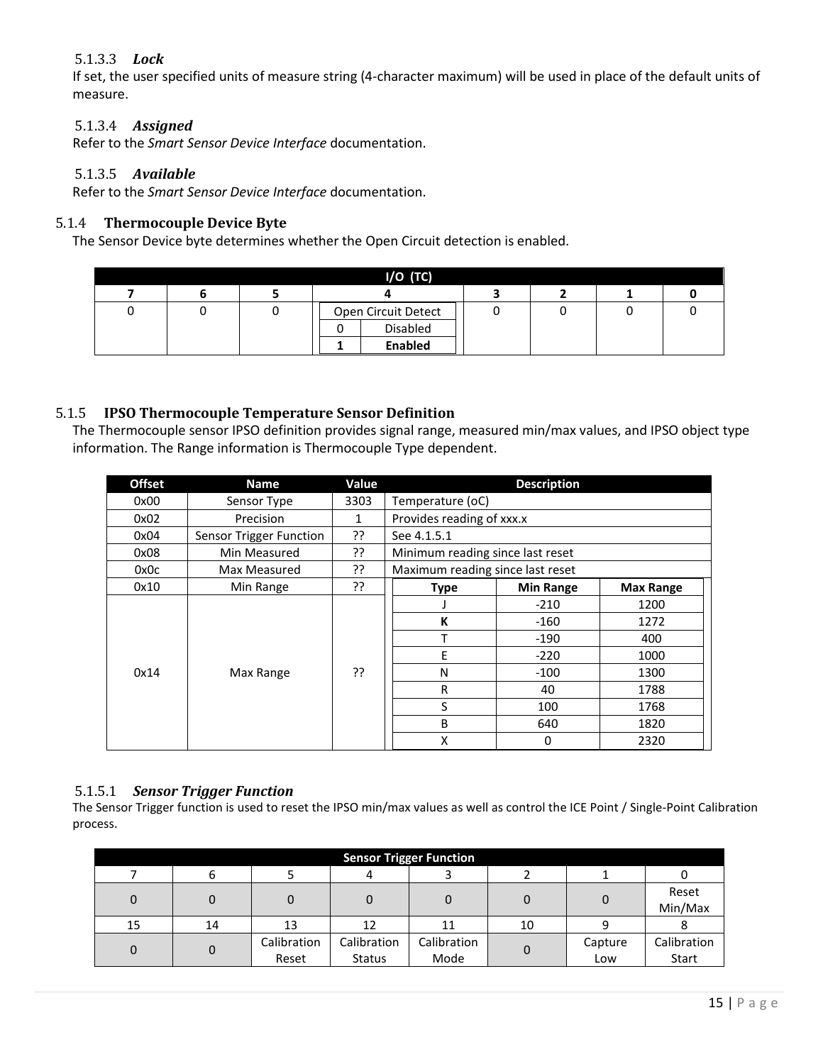#### 5.1.3.3 *Lock*

If set, the user specified units of measure string (4-character maximum) will be used in place of the default units of measure.

#### 5.1.3.4 *Assigned*

Refer to the *Smart Sensor Device Interface* documentation.

#### 5.1.3.5 *Available*

Refer to the *Smart Sensor Device Interface* documentation.

### 5.1.4 Thermocouple Device Byte

The Sensor Device byte determines whether the Open Circuit detection is enabled.

| I/O (TC) | | | | | | | |
|---|---|---|---|---|---|---|---|
| 7 | 6 | 5 | 4 | 3 | 2 | 1 | 0 |
| 0 | 0 | 0 | Open Circuit Detect<br>0 – Disabled<br>**1 – Enabled** | 0 | 0 | 0 | 0 |

### 5.1.5 IPSO Thermocouple Temperature Sensor Definition

The Thermocouple sensor IPSO definition provides signal range, measured min/max values, and IPSO object type information. The Range information is Thermocouple Type dependent.

| Offset | Name | Value | Description | | |
|---|---|---|---|---|---|
| 0x00 | Sensor Type | 3303 | Temperature (oC) | | |
| 0x02 | Precision | 1 | Provides reading of xxx.x | | |
| 0x04 | Sensor Trigger Function | ?? | See 4.1.5.1 | | |
| 0x08 | Min Measured | ?? | Minimum reading since last reset | | |
| 0x0c | Max Measured | ?? | Maximum reading since last reset | | |
| 0x10 | Min Range | ?? | **Type** | **Min Range** | **Max Range** |
| 0x14 | Max Range | ?? | J | -210 | 1200 |
| | | | **K** | -160 | 1272 |
| | | | T | -190 | 400 |
| | | | E | -220 | 1000 |
| | | | N | -100 | 1300 |
| | | | R | 40 | 1788 |
| | | | S | 100 | 1768 |
| | | | B | 640 | 1820 |
| | | | X | 0 | 2320 |

#### 5.1.5.1 *Sensor Trigger Function*

The Sensor Trigger function is used to reset the IPSO min/max values as well as control the ICE Point / Single-Point Calibration process.

| Sensor Trigger Function | | | | | | | |
|---|---|---|---|---|---|---|---|
| 7 | 6 | 5 | 4 | 3 | 2 | 1 | 0 |
| 0 | 0 | 0 | 0 | 0 | 0 | 0 | Reset Min/Max |
| 15 | 14 | 13 | 12 | 11 | 10 | 9 | 8 |
| 0 | 0 | Calibration Reset | Calibration Status | Calibration Mode | 0 | Capture Low | Calibration Start |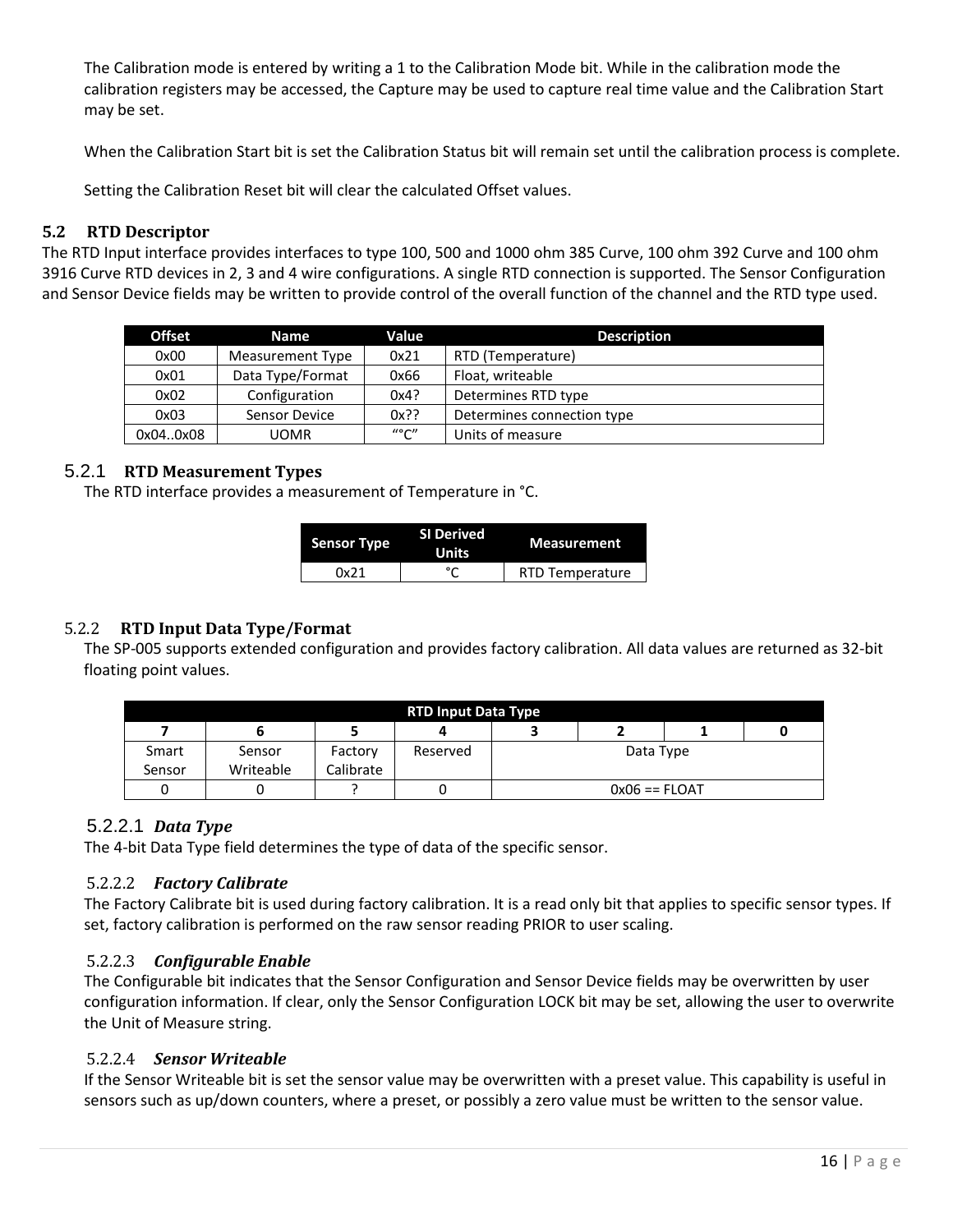The Calibration mode is entered by writing a 1 to the Calibration Mode bit. While in the calibration mode the calibration registers may be accessed, the Capture may be used to capture real time value and the Calibration Start may be set.

When the Calibration Start bit is set the Calibration Status bit will remain set until the calibration process is complete.

Setting the Calibration Reset bit will clear the calculated Offset values.

## 5.2 RTD Descriptor

The RTD Input interface provides interfaces to type 100, 500 and 1000 ohm 385 Curve, 100 ohm 392 Curve and 100 ohm 3916 Curve RTD devices in 2, 3 and 4 wire configurations. A single RTD connection is supported. The Sensor Configuration and Sensor Device fields may be written to provide control of the overall function of the channel and the RTD type used.

| Offset | Name | Value | Description |
|---|---|---|---|
| 0x00 | Measurement Type | 0x21 | RTD (Temperature) |
| 0x01 | Data Type/Format | 0x66 | Float, writeable |
| 0x02 | Configuration | 0x4? | Determines RTD type |
| 0x03 | Sensor Device | 0x?? | Determines connection type |
| 0x04..0x08 | UOMR | "°C" | Units of measure |

### 5.2.1 RTD Measurement Types

The RTD interface provides a measurement of Temperature in °C.

| Sensor Type | SI Derived Units | Measurement |
|---|---|---|
| 0x21 | °C | RTD Temperature |

### 5.2.2 RTD Input Data Type/Format

The SP-005 supports extended configuration and provides factory calibration. All data values are returned as 32-bit floating point values.

| RTD Input Data Type | | | | | | | |
|---|---|---|---|---|---|---|---|
| 7 | 6 | 5 | 4 | 3 | 2 | 1 | 0 |
| Smart Sensor | Sensor Writeable | Factory Calibrate | Reserved | Data Type | | | |
| 0 | 0 | ? | 0 | 0x06 == FLOAT | | | |

#### 5.2.2.1 *Data Type*

The 4-bit Data Type field determines the type of data of the specific sensor.

#### 5.2.2.2 *Factory Calibrate*

The Factory Calibrate bit is used during factory calibration. It is a read only bit that applies to specific sensor types. If set, factory calibration is performed on the raw sensor reading PRIOR to user scaling.

#### 5.2.2.3 *Configurable Enable*

The Configurable bit indicates that the Sensor Configuration and Sensor Device fields may be overwritten by user configuration information. If clear, only the Sensor Configuration LOCK bit may be set, allowing the user to overwrite the Unit of Measure string.

#### 5.2.2.4 *Sensor Writeable*

If the Sensor Writeable bit is set the sensor value may be overwritten with a preset value. This capability is useful in sensors such as up/down counters, where a preset, or possibly a zero value must be written to the sensor value.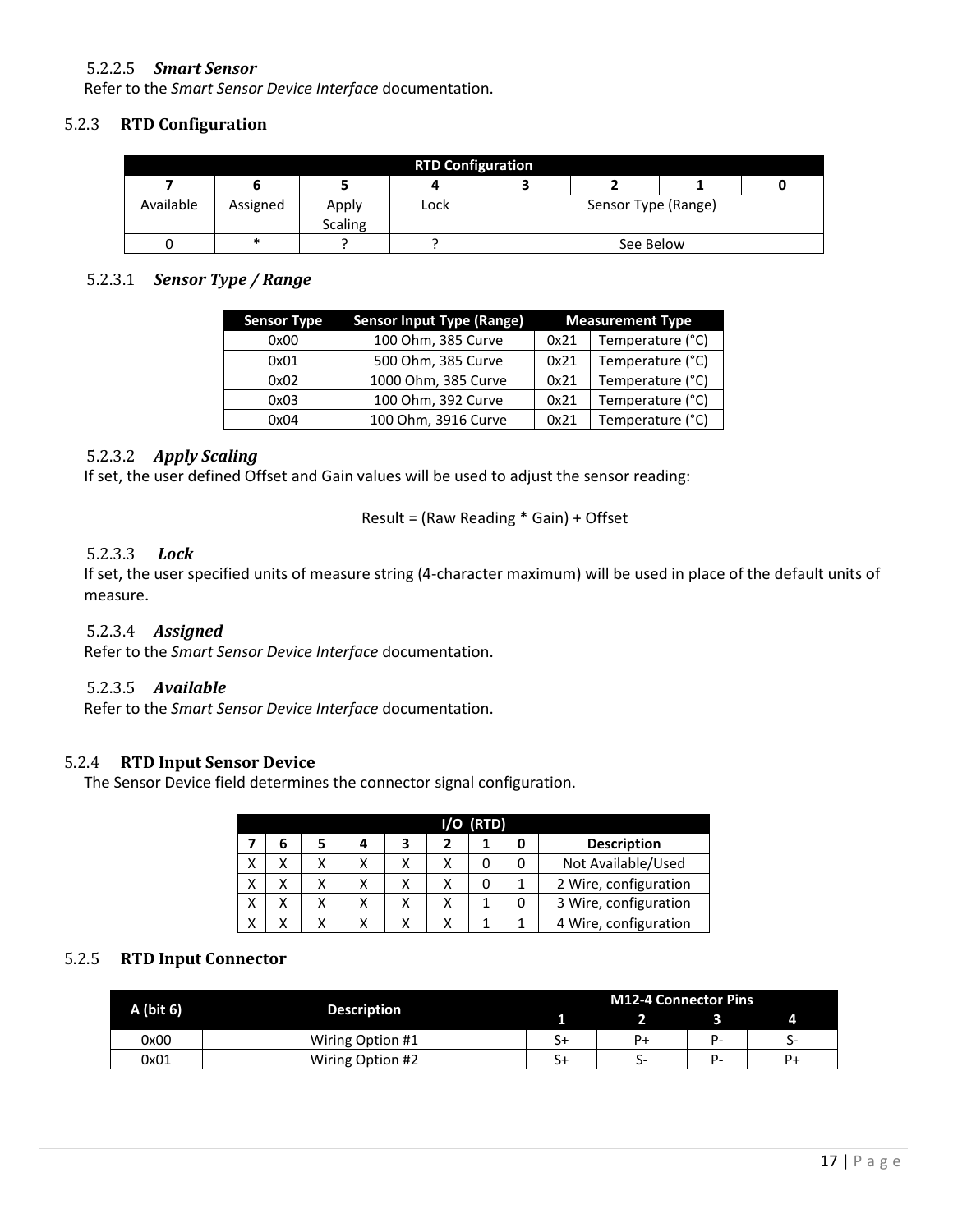#### 5.2.2.5 *Smart Sensor*

Refer to the *Smart Sensor Device Interface* documentation.

### 5.2.3 RTD Configuration

| RTD Configuration | | | | | | | |
|---|---|---|---|---|---|---|---|
| 7 | 6 | 5 | 4 | 3 | 2 | 1 | 0 |
| Available | Assigned | Apply Scaling | Lock | Sensor Type (Range) | | | |
| 0 | * | ? | ? | See Below | | | |

#### 5.2.3.1 *Sensor Type / Range*

| Sensor Type | Sensor Input Type (Range) | Measurement Type | |
|---|---|---|---|
| 0x00 | 100 Ohm, 385 Curve | 0x21 | Temperature (°C) |
| 0x01 | 500 Ohm, 385 Curve | 0x21 | Temperature (°C) |
| 0x02 | 1000 Ohm, 385 Curve | 0x21 | Temperature (°C) |
| 0x03 | 100 Ohm, 392 Curve | 0x21 | Temperature (°C) |
| 0x04 | 100 Ohm, 3916 Curve | 0x21 | Temperature (°C) |

#### 5.2.3.2 *Apply Scaling*

If set, the user defined Offset and Gain values will be used to adjust the sensor reading:

Result = (Raw Reading * Gain) + Offset

#### 5.2.3.3 *Lock*

If set, the user specified units of measure string (4-character maximum) will be used in place of the default units of measure.

#### 5.2.3.4 *Assigned*

Refer to the *Smart Sensor Device Interface* documentation.

#### 5.2.3.5 *Available*

Refer to the *Smart Sensor Device Interface* documentation.

### 5.2.4 RTD Input Sensor Device

The Sensor Device field determines the connector signal configuration.

| I/O (RTD) | | | | | | | | |
|---|---|---|---|---|---|---|---|---|
| 7 | 6 | 5 | 4 | 3 | 2 | 1 | 0 | Description |
| X | X | X | X | X | X | 0 | 0 | Not Available/Used |
| X | X | X | X | X | X | 0 | 1 | 2 Wire, configuration |
| X | X | X | X | X | X | 1 | 0 | 3 Wire, configuration |
| X | X | X | X | X | X | 1 | 1 | 4 Wire, configuration |

### 5.2.5 RTD Input Connector

| A (bit 6) | Description | M12-4 Connector Pins | | | |
|---|---|---|---|---|---|
| | | 1 | 2 | 3 | 4 |
| 0x00 | Wiring Option #1 | S+ | P+ | P- | S- |
| 0x01 | Wiring Option #2 | S+ | S- | P- | P+ |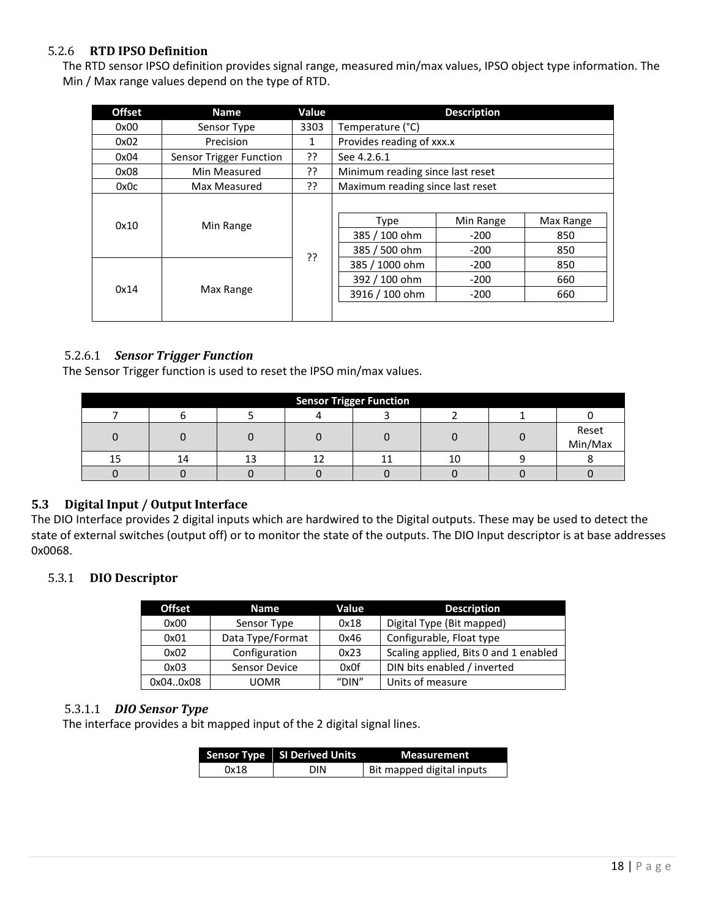### 5.2.6 RTD IPSO Definition

The RTD sensor IPSO definition provides signal range, measured min/max values, IPSO object type information. The Min / Max range values depend on the type of RTD.

| Offset | Name | Value | Description |
|---|---|---|---|
| 0x00 | Sensor Type | 3303 | Temperature (°C) |
| 0x02 | Precision | 1 | Provides reading of xxx.x |
| 0x04 | Sensor Trigger Function | ?? | See 4.2.6.1 |
| 0x08 | Min Measured | ?? | Minimum reading since last reset |
| 0x0c | Max Measured | ?? | Maximum reading since last reset |
| 0x10 | Min Range | ?? | See RTD range table below |
| 0x14 | Max Range | ?? | See RTD range table below |

| Type | Min Range | Max Range |
|---|---|---|
| 385 / 100 ohm | -200 | 850 |
| 385 / 500 ohm | -200 | 850 |
| 385 / 1000 ohm | -200 | 850 |
| 392 / 100 ohm | -200 | 660 |
| 3916 / 100 ohm | -200 | 660 |

#### 5.2.6.1 *Sensor Trigger Function*

The Sensor Trigger function is used to reset the IPSO min/max values.

| Sensor Trigger Function | | | | | | | |
|---|---|---|---|---|---|---|---|
| 7 | 6 | 5 | 4 | 3 | 2 | 1 | 0 |
| 0 | 0 | 0 | 0 | 0 | 0 | 0 | Reset Min/Max |
| 15 | 14 | 13 | 12 | 11 | 10 | 9 | 8 |
| 0 | 0 | 0 | 0 | 0 | 0 | 0 | 0 |

## 5.3 Digital Input / Output Interface

The DIO Interface provides 2 digital inputs which are hardwired to the Digital outputs. These may be used to detect the state of external switches (output off) or to monitor the state of the outputs. The DIO Input descriptor is at base addresses 0x0068.

### 5.3.1 DIO Descriptor

| Offset | Name | Value | Description |
|---|---|---|---|
| 0x00 | Sensor Type | 0x18 | Digital Type (Bit mapped) |
| 0x01 | Data Type/Format | 0x46 | Configurable, Float type |
| 0x02 | Configuration | 0x23 | Scaling applied, Bits 0 and 1 enabled |
| 0x03 | Sensor Device | 0x0f | DIN bits enabled / inverted |
| 0x04..0x08 | UOMR | "DIN" | Units of measure |

#### 5.3.1.1 *DIO Sensor Type*

The interface provides a bit mapped input of the 2 digital signal lines.

| Sensor Type | SI Derived Units | Measurement |
|---|---|---|
| 0x18 | DIN | Bit mapped digital inputs |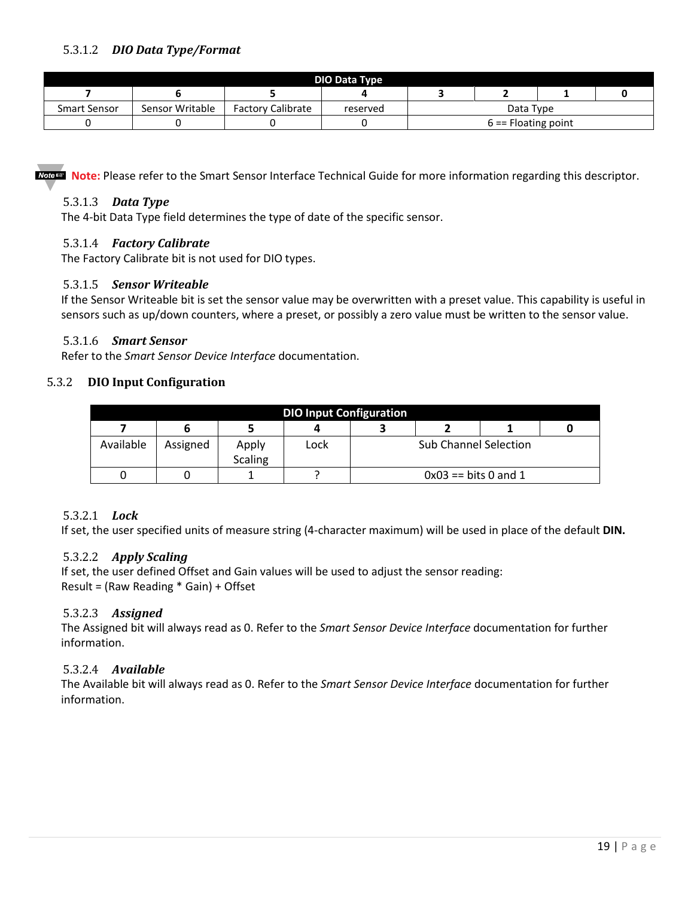#### 5.3.1.2 *DIO Data Type/Format*

| DIO Data Type | | | | | | | |
|---|---|---|---|---|---|---|---|
| **7** | **6** | **5** | **4** | **3** | **2** | **1** | **0** |
| Smart Sensor | Sensor Writable | Factory Calibrate | reserved | Data Type | | | |
| 0 | 0 | 0 | 0 | 6 == Floating point | | | |

**Note:** Please refer to the Smart Sensor Interface Technical Guide for more information regarding this descriptor.

#### 5.3.1.3 *Data Type*

The 4-bit Data Type field determines the type of date of the specific sensor.

#### 5.3.1.4 *Factory Calibrate*

The Factory Calibrate bit is not used for DIO types.

#### 5.3.1.5 *Sensor Writeable*

If the Sensor Writeable bit is set the sensor value may be overwritten with a preset value. This capability is useful in sensors such as up/down counters, where a preset, or possibly a zero value must be written to the sensor value.

#### 5.3.1.6 *Smart Sensor*

Refer to the *Smart Sensor Device Interface* documentation.

### 5.3.2 DIO Input Configuration

| DIO Input Configuration | | | | | | | |
|---|---|---|---|---|---|---|---|
| **7** | **6** | **5** | **4** | **3** | **2** | **1** | **0** |
| Available | Assigned | Apply Scaling | Lock | Sub Channel Selection | | | |
| 0 | 0 | 1 | ? | 0x03 == bits 0 and 1 | | | |

#### 5.3.2.1 *Lock*

If set, the user specified units of measure string (4-character maximum) will be used in place of the default **DIN.**

#### 5.3.2.2 *Apply Scaling*

If set, the user defined Offset and Gain values will be used to adjust the sensor reading:
Result = (Raw Reading * Gain) + Offset

#### 5.3.2.3 *Assigned*

The Assigned bit will always read as 0. Refer to the *Smart Sensor Device Interface* documentation for further information.

#### 5.3.2.4 *Available*

The Available bit will always read as 0. Refer to the *Smart Sensor Device Interface* documentation for further information.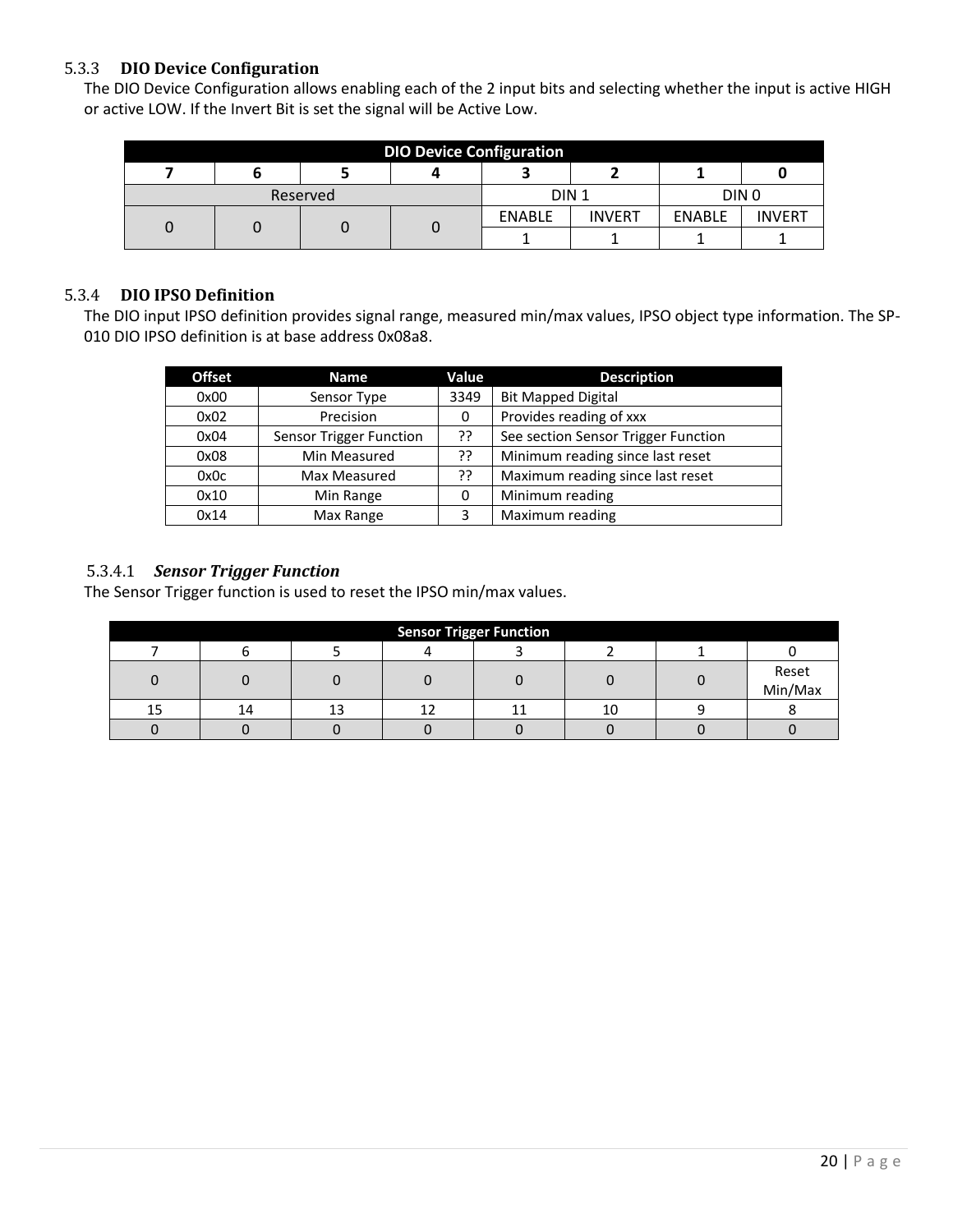### 5.3.3 DIO Device Configuration

The DIO Device Configuration allows enabling each of the 2 input bits and selecting whether the input is active HIGH or active LOW. If the Invert Bit is set the signal will be Active Low.

| DIO Device Configuration | | | | | | | |
|---|---|---|---|---|---|---|---|
| **7** | **6** | **5** | **4** | **3** | **2** | **1** | **0** |
| Reserved | | | | DIN 1 | | DIN 0 | |
| 0 | 0 | 0 | 0 | ENABLE | INVERT | ENABLE | INVERT |
| | | | | 1 | 1 | 1 | 1 |

### 5.3.4 DIO IPSO Definition

The DIO input IPSO definition provides signal range, measured min/max values, IPSO object type information. The SP-010 DIO IPSO definition is at base address 0x08a8.

| Offset | Name | Value | Description |
|---|---|---|---|
| 0x00 | Sensor Type | 3349 | Bit Mapped Digital |
| 0x02 | Precision | 0 | Provides reading of xxx |
| 0x04 | Sensor Trigger Function | ?? | See section Sensor Trigger Function |
| 0x08 | Min Measured | ?? | Minimum reading since last reset |
| 0x0c | Max Measured | ?? | Maximum reading since last reset |
| 0x10 | Min Range | 0 | Minimum reading |
| 0x14 | Max Range | 3 | Maximum reading |

#### 5.3.4.1 *Sensor Trigger Function*

The Sensor Trigger function is used to reset the IPSO min/max values.

| Sensor Trigger Function | | | | | | | |
|---|---|---|---|---|---|---|---|
| 7 | 6 | 5 | 4 | 3 | 2 | 1 | 0 |
| 0 | 0 | 0 | 0 | 0 | 0 | 0 | Reset Min/Max |
| 15 | 14 | 13 | 12 | 11 | 10 | 9 | 8 |
| 0 | 0 | 0 | 0 | 0 | 0 | 0 | 0 |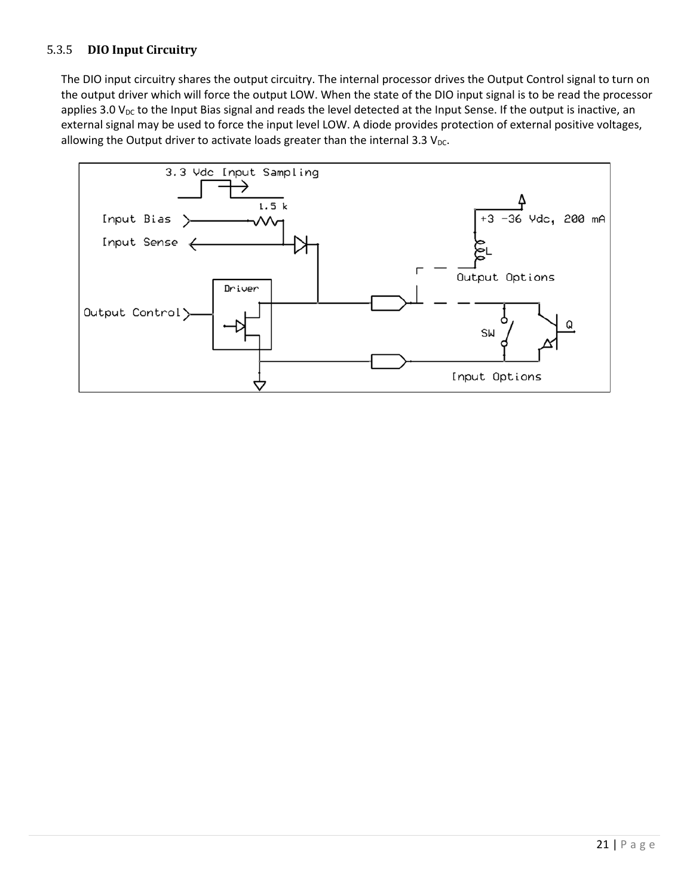### 5.3.5 DIO Input Circuitry

The DIO input circuitry shares the output circuitry. The internal processor drives the Output Control signal to turn on the output driver which will force the output LOW. When the state of the DIO input signal is to be read the processor applies 3.0 $V_{DC}$ to the Input Bias signal and reads the level detected at the Input Sense. If the output is inactive, an external signal may be used to force the input level LOW. A diode provides protection of external positive voltages, allowing the Output driver to activate loads greater than the internal 3.3 $V_{DC}$.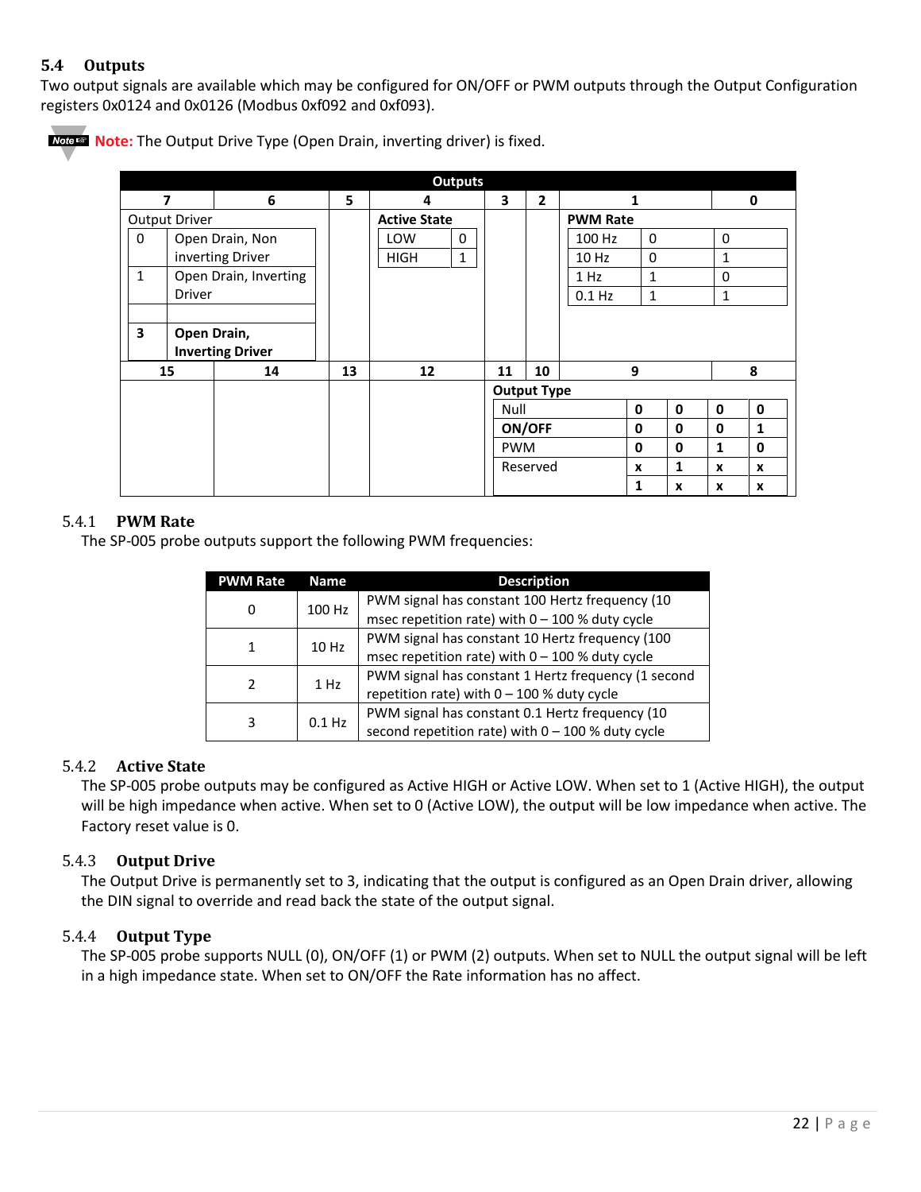## 5.4 Outputs

Two output signals are available which may be configured for ON/OFF or PWM outputs through the Output Configuration registers 0x0124 and 0x0126 (Modbus 0xf092 and 0xf093).

**Note:** The Output Drive Type (Open Drain, inverting driver) is fixed.

| Outputs | | | | | | | |
|---|---|---|---|---|---|---|---|
| **7** | **6** | **5** | **4** | **3** | **2** | **1** | **0** |
| Output Driver<br>0 – Open Drain, Non inverting Driver<br>1 – Open Drain, Inverting Driver<br>**3 – Open Drain, Inverting Driver** | | | **Active State**<br>LOW – 0<br>HIGH – 1 | | | **PWM Rate**<br>100 Hz – 0 0<br>10 Hz – 0 1<br>1 Hz – 1 0<br>0.1 Hz – 1 1 | |
| **15** | **14** | **13** | **12** | **11** | **10** | **9** | **8** |
| | | | | **Output Type** | | | |

**Output Type (bits 11–8):**

| Output Type | 11 | 10 | 9 | 8 |
|---|---|---|---|---|
| Null | **0** | **0** | **0** | **0** |
| **ON/OFF** | **0** | **0** | **0** | **1** |
| PWM | **0** | **0** | **1** | **0** |
| Reserved | **x** | **1** | **x** | **x** |
| | **1** | **x** | **x** | **x** |

### 5.4.1 PWM Rate

The SP-005 probe outputs support the following PWM frequencies:

| PWM Rate | Name | Description |
|---|---|---|
| 0 | 100 Hz | PWM signal has constant 100 Hertz frequency (10 msec repetition rate) with 0 – 100 % duty cycle |
| 1 | 10 Hz | PWM signal has constant 10 Hertz frequency (100 msec repetition rate) with 0 – 100 % duty cycle |
| 2 | 1 Hz | PWM signal has constant 1 Hertz frequency (1 second repetition rate) with 0 – 100 % duty cycle |
| 3 | 0.1 Hz | PWM signal has constant 0.1 Hertz frequency (10 second repetition rate) with 0 – 100 % duty cycle |

### 5.4.2 Active State

The SP-005 probe outputs may be configured as Active HIGH or Active LOW. When set to 1 (Active HIGH), the output will be high impedance when active. When set to 0 (Active LOW), the output will be low impedance when active. The Factory reset value is 0.

### 5.4.3 Output Drive

The Output Drive is permanently set to 3, indicating that the output is configured as an Open Drain driver, allowing the DIN signal to override and read back the state of the output signal.

### 5.4.4 Output Type

The SP-005 probe supports NULL (0), ON/OFF (1) or PWM (2) outputs. When set to NULL the output signal will be left in a high impedance state. When set to ON/OFF the Rate information has no affect.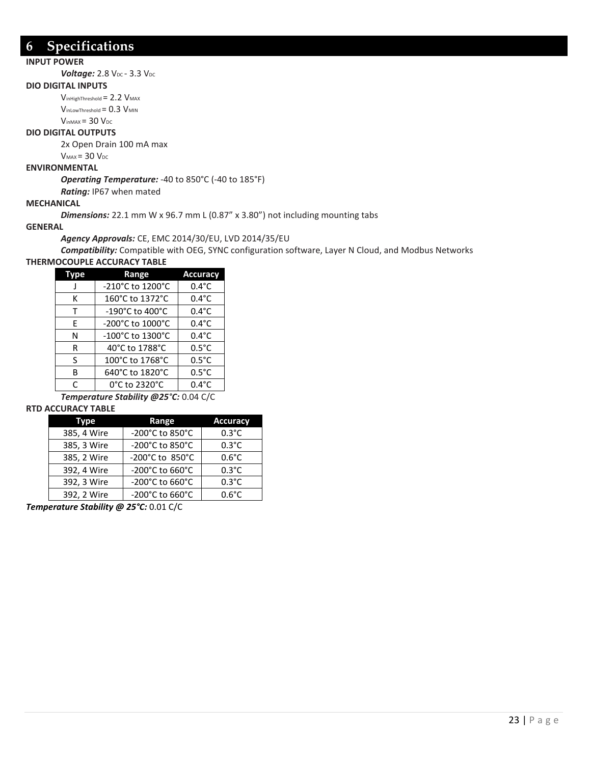# 6 Specifications

**INPUT POWER**

*Voltage:* 2.8 $V_{DC}$ - 3.3 $V_{DC}$

**DIO DIGITAL INPUTS**

$V_{inHighThreshold}$ = 2.2 $V_{MAX}$

$V_{inLowThreshold}$ = 0.3 $V_{MIN}$

$V_{inMAX}$ = 30 $V_{DC}$

**DIO DIGITAL OUTPUTS**

2x Open Drain 100 mA max

$V_{MAX}$ = 30 $V_{DC}$

**ENVIRONMENTAL**

***Operating Temperature:*** -40 to 850°C (-40 to 185°F)

***Rating:*** IP67 when mated

**MECHANICAL**

***Dimensions:*** 22.1 mm W x 96.7 mm L (0.87" x 3.80") not including mounting tabs

**GENERAL**

***Agency Approvals:*** CE, EMC 2014/30/EU, LVD 2014/35/EU

***Compatibility:*** Compatible with OEG, SYNC configuration software, Layer N Cloud, and Modbus Networks

**THERMOCOUPLE ACCURACY TABLE**

| Type | Range | Accuracy |
|---|---|---|
| J | -210°C to 1200°C | 0.4°C |
| K | 160°C to 1372°C | 0.4°C |
| T | -190°C to 400°C | 0.4°C |
| E | -200°C to 1000°C | 0.4°C |
| N | -100°C to 1300°C | 0.4°C |
| R | 40°C to 1788°C | 0.5°C |
| S | 100°C to 1768°C | 0.5°C |
| B | 640°C to 1820°C | 0.5°C |
| C | 0°C to 2320°C | 0.4°C |

***Temperature Stability @25°C:*** 0.04 C/C

**RTD ACCURACY TABLE**

| Type | Range | Accuracy |
|---|---|---|
| 385, 4 Wire | -200°C to 850°C | 0.3°C |
| 385, 3 Wire | -200°C to 850°C | 0.3°C |
| 385, 2 Wire | -200°C to 850°C | 0.6°C |
| 392, 4 Wire | -200°C to 660°C | 0.3°C |
| 392, 3 Wire | -200°C to 660°C | 0.3°C |
| 392, 2 Wire | -200°C to 660°C | 0.6°C |

***Temperature Stability @ 25°C:*** 0.01 C/C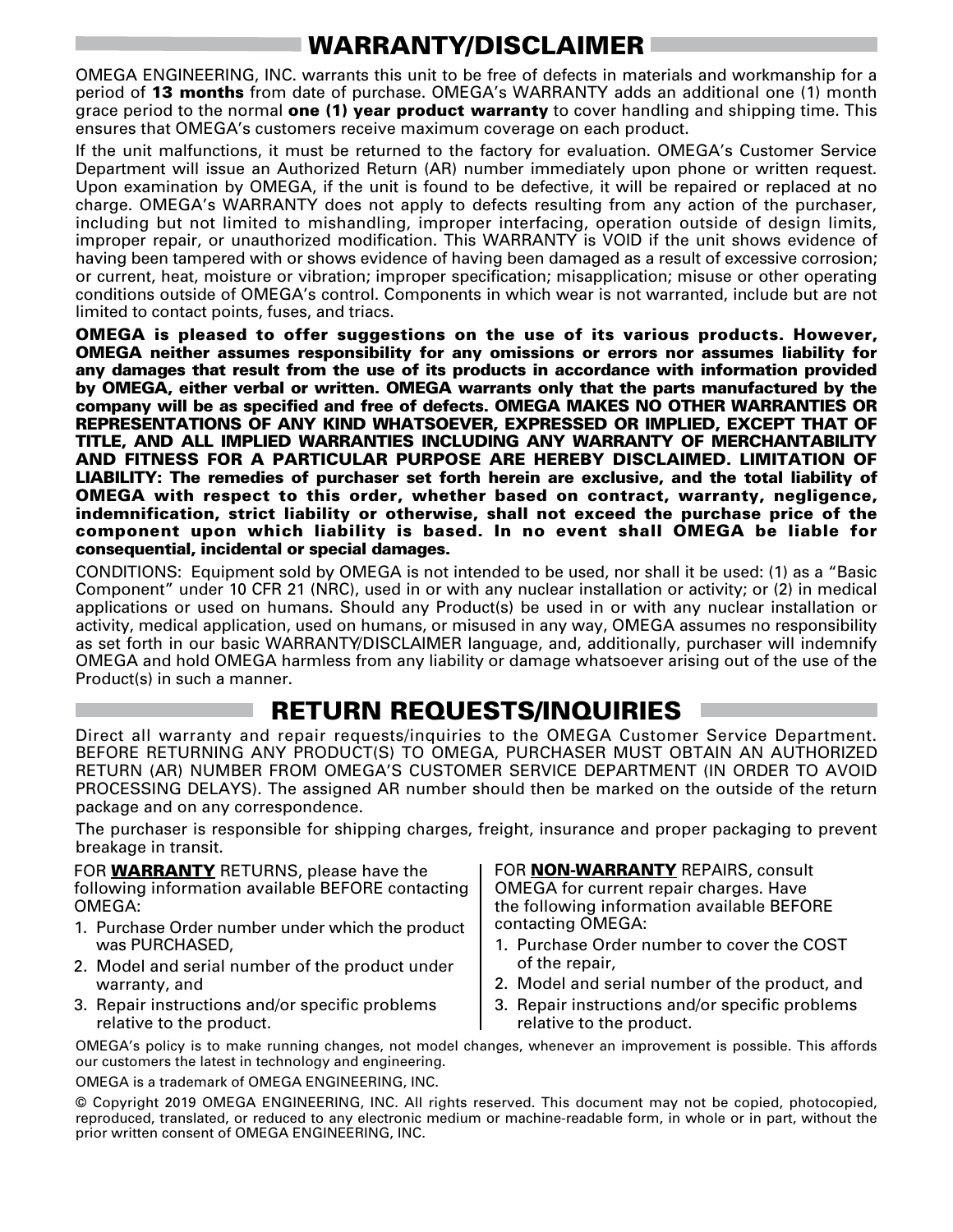## WARRANTY/DISCLAIMER

OMEGA ENGINEERING, INC. warrants this unit to be free of defects in materials and workmanship for a period of **13 months** from date of purchase. OMEGA's WARRANTY adds an additional one (1) month grace period to the normal **one (1) year product warranty** to cover handling and shipping time. This ensures that OMEGA's customers receive maximum coverage on each product.

If the unit malfunctions, it must be returned to the factory for evaluation. OMEGA's Customer Service Department will issue an Authorized Return (AR) number immediately upon phone or written request. Upon examination by OMEGA, if the unit is found to be defective, it will be repaired or replaced at no charge. OMEGA's WARRANTY does not apply to defects resulting from any action of the purchaser, including but not limited to mishandling, improper interfacing, operation outside of design limits, improper repair, or unauthorized modification. This WARRANTY is VOID if the unit shows evidence of having been tampered with or shows evidence of having been damaged as a result of excessive corrosion; or current, heat, moisture or vibration; improper specification; misapplication; misuse or other operating conditions outside of OMEGA's control. Components in which wear is not warranted, include but are not limited to contact points, fuses, and triacs.

**OMEGA is pleased to offer suggestions on the use of its various products. However, OMEGA neither assumes responsibility for any omissions or errors nor assumes liability for any damages that result from the use of its products in accordance with information provided by OMEGA, either verbal or written. OMEGA warrants only that the parts manufactured by the company will be as specified and free of defects. OMEGA MAKES NO OTHER WARRANTIES OR REPRESENTATIONS OF ANY KIND WHATSOEVER, EXPRESSED OR IMPLIED, EXCEPT THAT OF TITLE, AND ALL IMPLIED WARRANTIES INCLUDING ANY WARRANTY OF MERCHANTABILITY AND FITNESS FOR A PARTICULAR PURPOSE ARE HEREBY DISCLAIMED. LIMITATION OF LIABILITY: The remedies of purchaser set forth herein are exclusive, and the total liability of OMEGA with respect to this order, whether based on contract, warranty, negligence, indemnification, strict liability or otherwise, shall not exceed the purchase price of the component upon which liability is based. In no event shall OMEGA be liable for consequential, incidental or special damages.**

CONDITIONS: Equipment sold by OMEGA is not intended to be used, nor shall it be used: (1) as a "Basic Component" under 10 CFR 21 (NRC), used in or with any nuclear installation or activity; or (2) in medical applications or used on humans. Should any Product(s) be used in or with any nuclear installation or activity, medical application, used on humans, or misused in any way, OMEGA assumes no responsibility as set forth in our basic WARRANTY/DISCLAIMER language, and, additionally, purchaser will indemnify OMEGA and hold OMEGA harmless from any liability or damage whatsoever arising out of the use of the Product(s) in such a manner.

## RETURN REQUESTS/INQUIRIES

Direct all warranty and repair requests/inquiries to the OMEGA Customer Service Department. BEFORE RETURNING ANY PRODUCT(S) TO OMEGA, PURCHASER MUST OBTAIN AN AUTHORIZED RETURN (AR) NUMBER FROM OMEGA'S CUSTOMER SERVICE DEPARTMENT (IN ORDER TO AVOID PROCESSING DELAYS). The assigned AR number should then be marked on the outside of the return package and on any correspondence.

The purchaser is responsible for shipping charges, freight, insurance and proper packaging to prevent breakage in transit.

FOR **WARRANTY** RETURNS, please have the following information available BEFORE contacting OMEGA:

1. Purchase Order number under which the product was PURCHASED,
2. Model and serial number of the product under warranty, and
3. Repair instructions and/or specific problems relative to the product.

FOR **NON-WARRANTY** REPAIRS, consult OMEGA for current repair charges. Have the following information available BEFORE contacting OMEGA:

1. Purchase Order number to cover the COST of the repair,
2. Model and serial number of the product, and
3. Repair instructions and/or specific problems relative to the product.

OMEGA's policy is to make running changes, not model changes, whenever an improvement is possible. This affords our customers the latest in technology and engineering.

OMEGA is a trademark of OMEGA ENGINEERING, INC.

© Copyright 2019 OMEGA ENGINEERING, INC. All rights reserved. This document may not be copied, photocopied, reproduced, translated, or reduced to any electronic medium or machine-readable form, in whole or in part, without the prior written consent of OMEGA ENGINEERING, INC.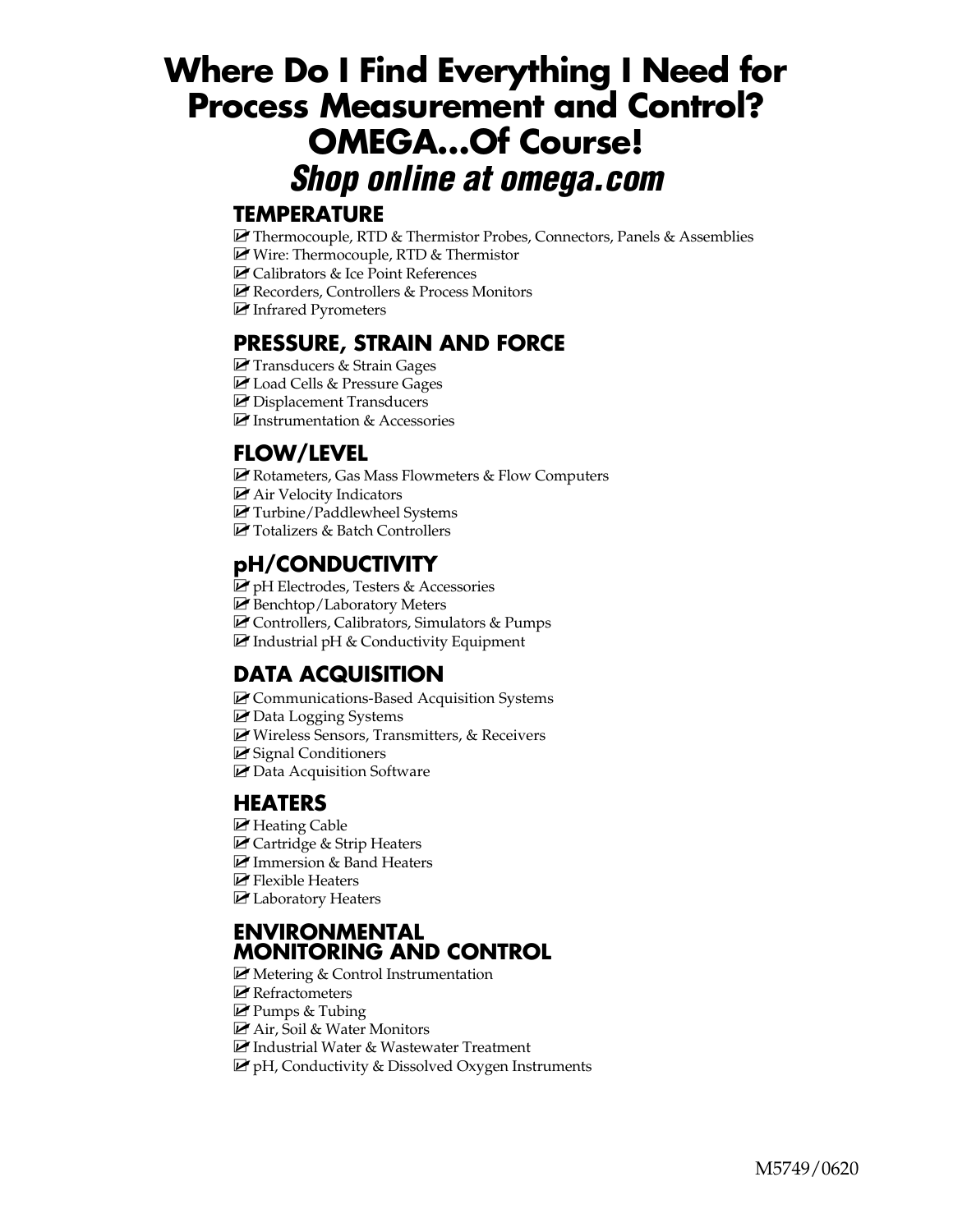# Where Do I Find Everything I Need for Process Measurement and Control? OMEGA…Of Course!

## *Shop online at omega.com*

### TEMPERATURE

- ☑ Thermocouple, RTD & Thermistor Probes, Connectors, Panels & Assemblies
- ☑ Wire: Thermocouple, RTD & Thermistor
- ☑ Calibrators & Ice Point References
- ☑ Recorders, Controllers & Process Monitors
- ☑ Infrared Pyrometers

### PRESSURE, STRAIN AND FORCE

- ☑ Transducers & Strain Gages
- ☑ Load Cells & Pressure Gages
- ☑ Displacement Transducers
- ☑ Instrumentation & Accessories

### FLOW/LEVEL

- ☑ Rotameters, Gas Mass Flowmeters & Flow Computers
- ☑ Air Velocity Indicators
- ☑ Turbine/Paddlewheel Systems
- ☑ Totalizers & Batch Controllers

### pH/CONDUCTIVITY

- ☑ pH Electrodes, Testers & Accessories
- ☑ Benchtop/Laboratory Meters
- ☑ Controllers, Calibrators, Simulators & Pumps
- ☑ Industrial pH & Conductivity Equipment

### DATA ACQUISITION

- ☑ Communications-Based Acquisition Systems
- ☑ Data Logging Systems
- ☑ Wireless Sensors, Transmitters, & Receivers
- ☑ Signal Conditioners
- ☑ Data Acquisition Software

### HEATERS

- ☑ Heating Cable
- ☑ Cartridge & Strip Heaters
- ☑ Immersion & Band Heaters
- ☑ Flexible Heaters
- ☑ Laboratory Heaters

### ENVIRONMENTAL MONITORING AND CONTROL

- ☑ Metering & Control Instrumentation
- ☑ Refractometers
- ☑ Pumps & Tubing
- ☑ Air, Soil & Water Monitors
- ☑ Industrial Water & Wastewater Treatment
- ☑ pH, Conductivity & Dissolved Oxygen Instruments

M5749/0620